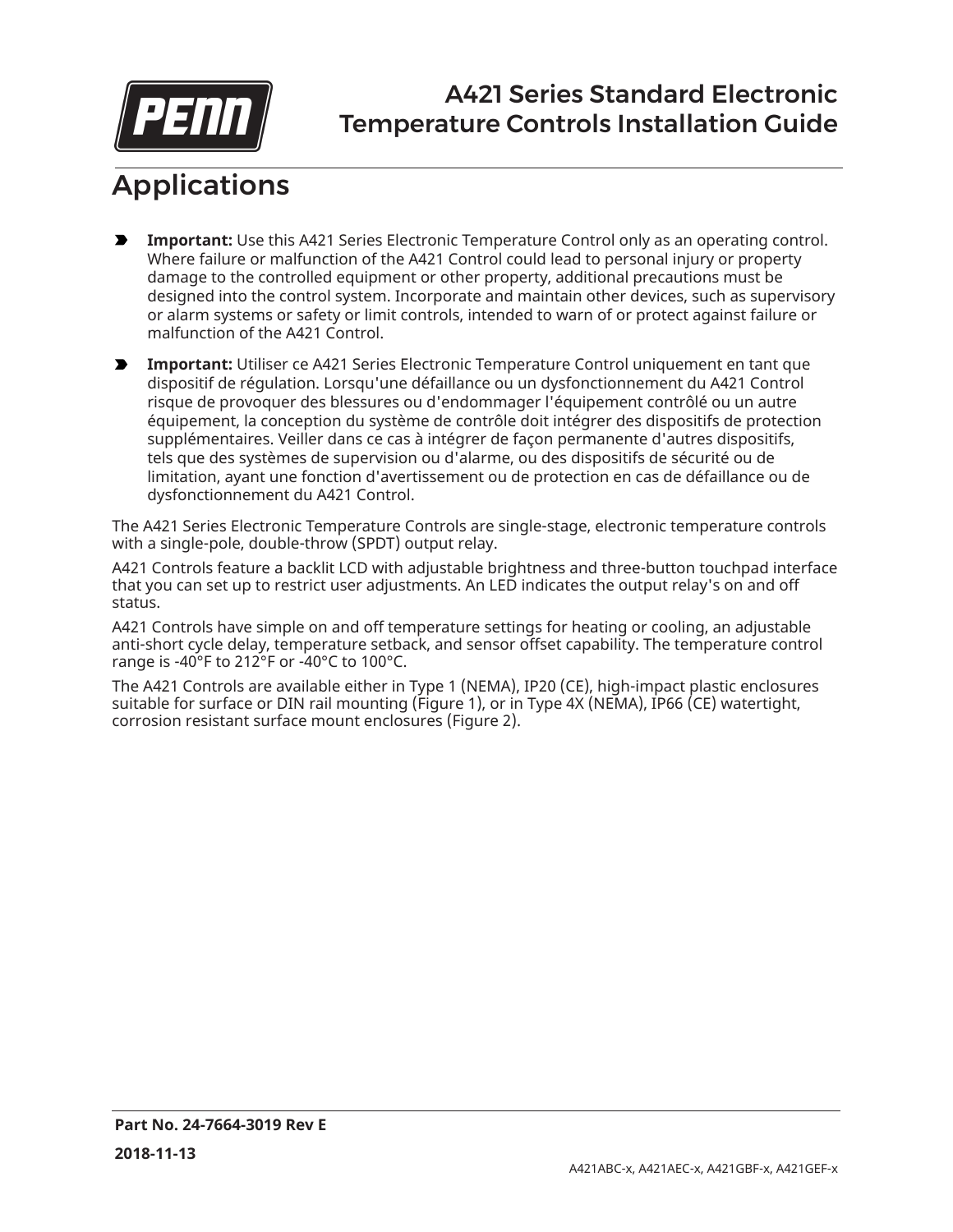# A421 Series Standard Electronic Temperature Controls Installation Guide

## Applications

- **Important:** Use this A421 Series Electronic Temperature Control only as an operating control. Where failure or malfunction of the A421 Control could lead to personal injury or property damage to the controlled equipment or other property, additional precautions must be designed into the control system. Incorporate and maintain other devices, such as supervisory or alarm systems or safety or limit controls, intended to warn of or protect against failure or malfunction of the A421 Control.

- **Important:** Utiliser ce A421 Series Electronic Temperature Control uniquement en tant que dispositif de régulation. Lorsqu'une défaillance ou un dysfonctionnement du A421 Control risque de provoquer des blessures ou d'endommager l'équipement contrôlé ou un autre équipement, la conception du système de contrôle doit intégrer des dispositifs de protection supplémentaires. Veiller dans ce cas à intégrer de façon permanente d'autres dispositifs, tels que des systèmes de supervision ou d'alarme, ou des dispositifs de sécurité ou de limitation, ayant une fonction d'avertissement ou de protection en cas de défaillance ou de dysfonctionnement du A421 Control.

The A421 Series Electronic Temperature Controls are single-stage, electronic temperature controls with a single-pole, double-throw (SPDT) output relay.

A421 Controls feature a backlit LCD with adjustable brightness and three-button touchpad interface that you can set up to restrict user adjustments. An LED indicates the output relay's on and off status.

A421 Controls have simple on and off temperature settings for heating or cooling, an adjustable anti-short cycle delay, temperature setback, and sensor offset capability. The temperature control range is -40°F to 212°F or -40°C to 100°C.

The A421 Controls are available either in Type 1 (NEMA), IP20 (CE), high-impact plastic enclosures suitable for surface or DIN rail mounting (Figure 1), or in Type 4X (NEMA), IP66 (CE) watertight, corrosion resistant surface mount enclosures (Figure 2).

**Part No. 24-7664-3019 Rev E**

**2018-11-13**

A421ABC-x, A421AEC-x, A421GBF-x, A421GEF-x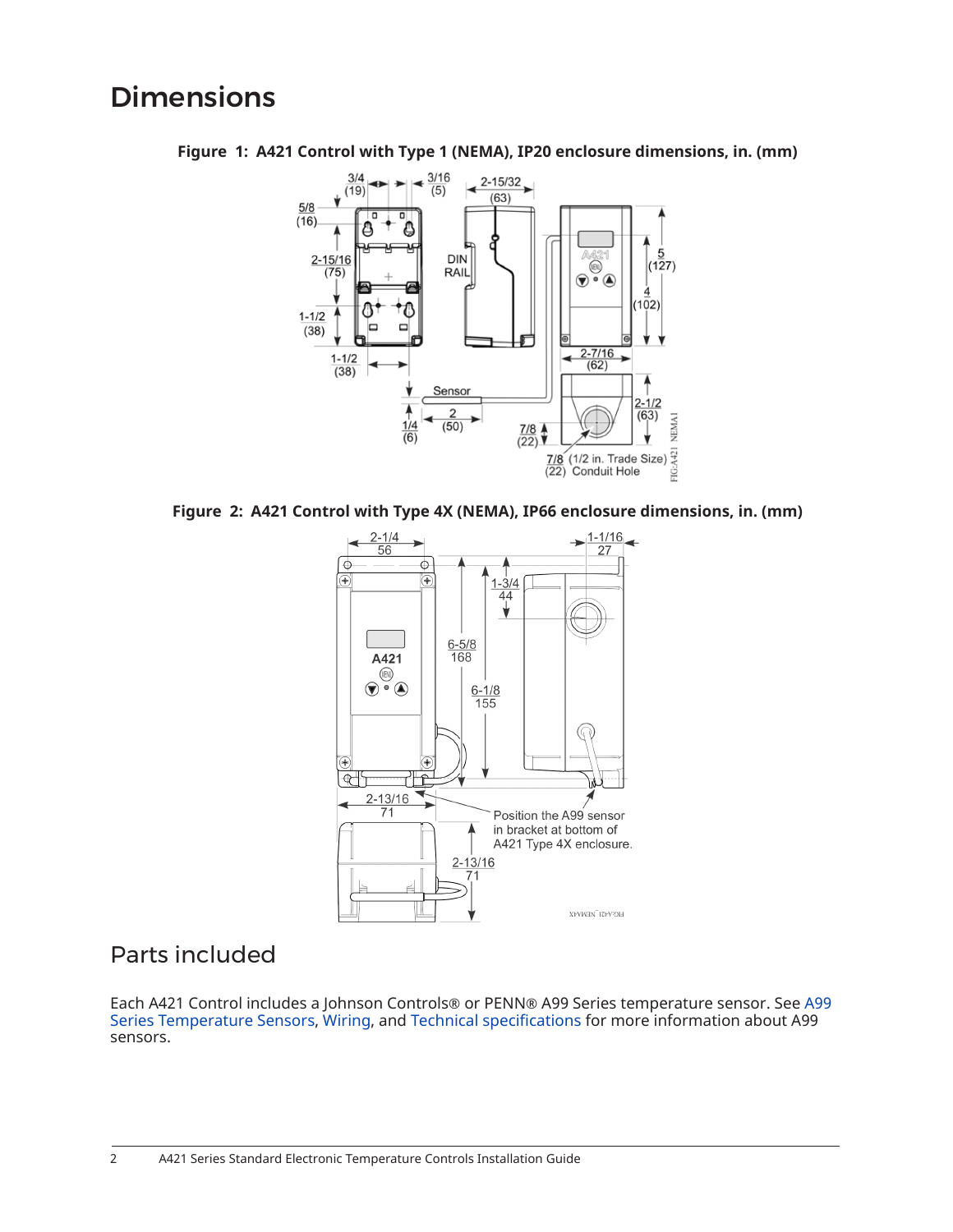# Dimensions

**Figure 1: A421 Control with Type 1 (NEMA), IP20 enclosure dimensions, in. (mm)**

**Figure 2: A421 Control with Type 4X (NEMA), IP66 enclosure dimensions, in. (mm)**

## Parts included

Each A421 Control includes a Johnson Controls® or PENN® A99 Series temperature sensor. See A99 Series Temperature Sensors, Wiring, and Technical specifications for more information about A99 sensors.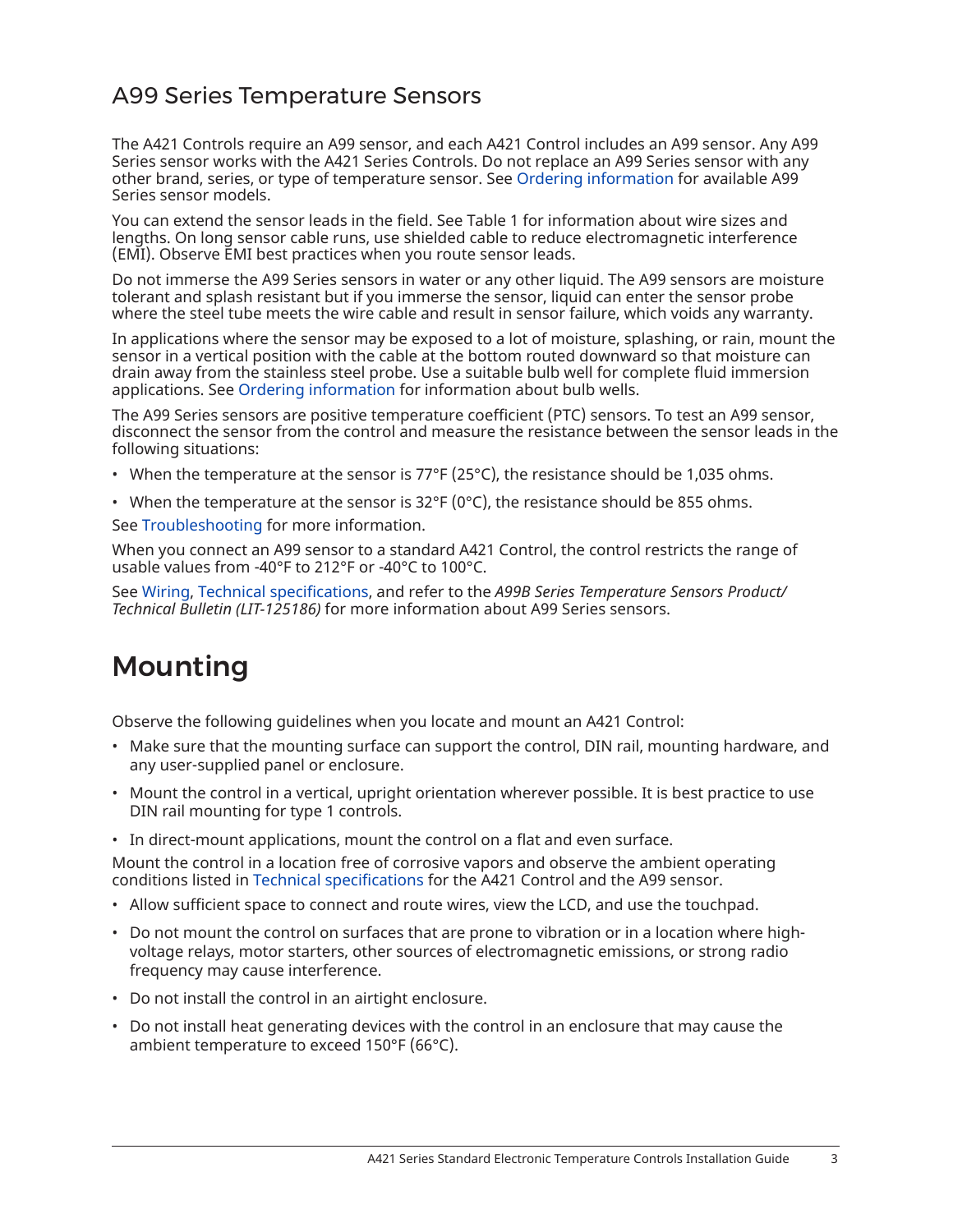## A99 Series Temperature Sensors

The A421 Controls require an A99 sensor, and each A421 Control includes an A99 sensor. Any A99 Series sensor works with the A421 Series Controls. Do not replace an A99 Series sensor with any other brand, series, or type of temperature sensor. See Ordering information for available A99 Series sensor models.

You can extend the sensor leads in the field. See Table 1 for information about wire sizes and lengths. On long sensor cable runs, use shielded cable to reduce electromagnetic interference (EMI). Observe EMI best practices when you route sensor leads.

Do not immerse the A99 Series sensors in water or any other liquid. The A99 sensors are moisture tolerant and splash resistant but if you immerse the sensor, liquid can enter the sensor probe where the steel tube meets the wire cable and result in sensor failure, which voids any warranty.

In applications where the sensor may be exposed to a lot of moisture, splashing, or rain, mount the sensor in a vertical position with the cable at the bottom routed downward so that moisture can drain away from the stainless steel probe. Use a suitable bulb well for complete fluid immersion applications. See Ordering information for information about bulb wells.

The A99 Series sensors are positive temperature coefficient (PTC) sensors. To test an A99 sensor, disconnect the sensor from the control and measure the resistance between the sensor leads in the following situations:

- When the temperature at the sensor is 77°F (25°C), the resistance should be 1,035 ohms.
- When the temperature at the sensor is 32°F (0°C), the resistance should be 855 ohms.

See Troubleshooting for more information.

When you connect an A99 sensor to a standard A421 Control, the control restricts the range of usable values from -40°F to 212°F or -40°C to 100°C.

See Wiring, Technical specifications, and refer to the *A99B Series Temperature Sensors Product/ Technical Bulletin (LIT-125186)* for more information about A99 Series sensors.

# Mounting

Observe the following guidelines when you locate and mount an A421 Control:

- Make sure that the mounting surface can support the control, DIN rail, mounting hardware, and any user-supplied panel or enclosure.
- Mount the control in a vertical, upright orientation wherever possible. It is best practice to use DIN rail mounting for type 1 controls.
- In direct-mount applications, mount the control on a flat and even surface.

Mount the control in a location free of corrosive vapors and observe the ambient operating conditions listed in Technical specifications for the A421 Control and the A99 sensor.

- Allow sufficient space to connect and route wires, view the LCD, and use the touchpad.
- Do not mount the control on surfaces that are prone to vibration or in a location where high-voltage relays, motor starters, other sources of electromagnetic emissions, or strong radio frequency may cause interference.
- Do not install the control in an airtight enclosure.
- Do not install heat generating devices with the control in an enclosure that may cause the ambient temperature to exceed 150°F (66°C).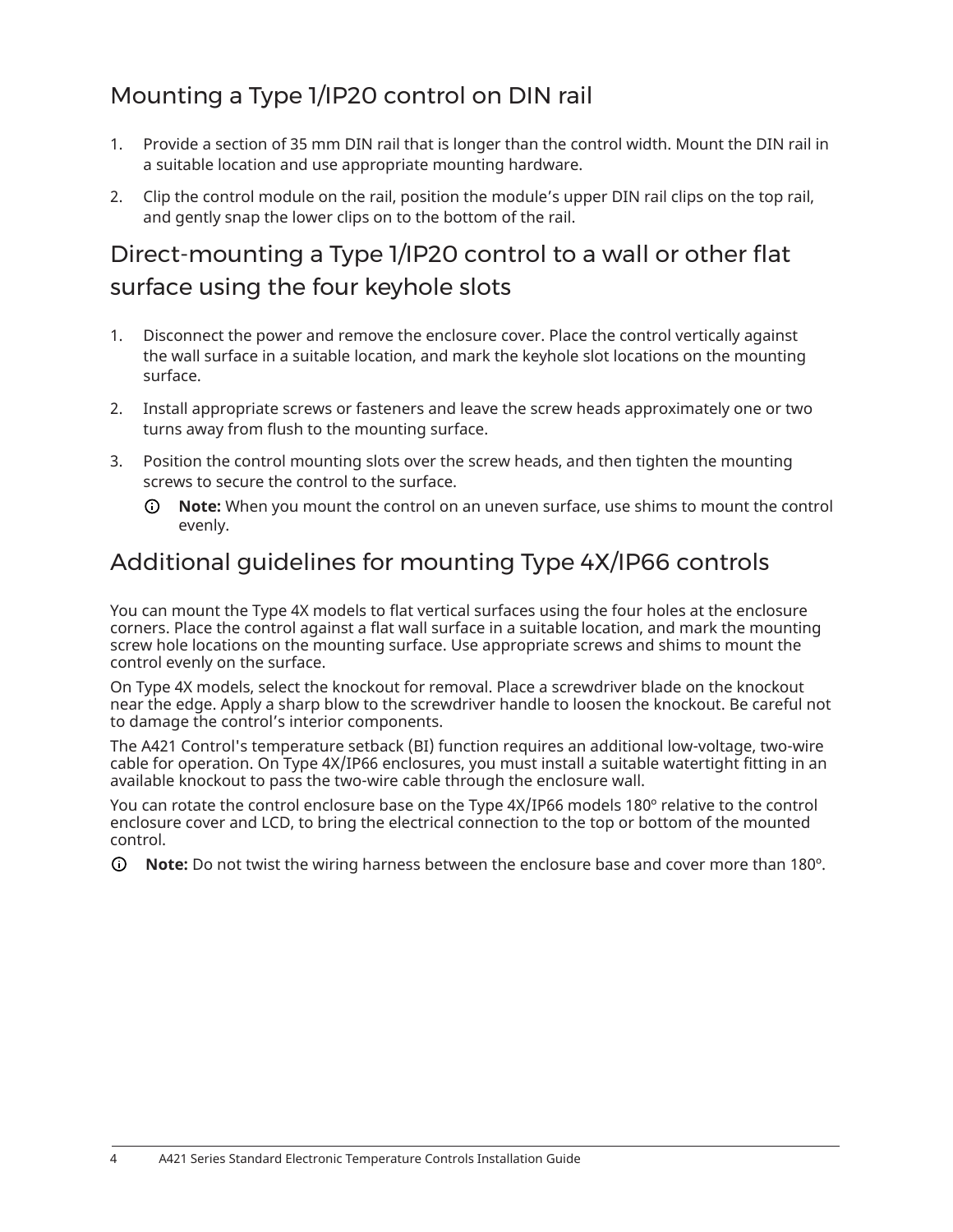## Mounting a Type 1/IP20 control on DIN rail

1. Provide a section of 35 mm DIN rail that is longer than the control width. Mount the DIN rail in a suitable location and use appropriate mounting hardware.
2. Clip the control module on the rail, position the module's upper DIN rail clips on the top rail, and gently snap the lower clips on to the bottom of the rail.

## Direct-mounting a Type 1/IP20 control to a wall or other flat surface using the four keyhole slots

1. Disconnect the power and remove the enclosure cover. Place the control vertically against the wall surface in a suitable location, and mark the keyhole slot locations on the mounting surface.
2. Install appropriate screws or fasteners and leave the screw heads approximately one or two turns away from flush to the mounting surface.
3. Position the control mounting slots over the screw heads, and then tighten the mounting screws to secure the control to the surface.

   ⓘ **Note:** When you mount the control on an uneven surface, use shims to mount the control evenly.

## Additional guidelines for mounting Type 4X/IP66 controls

You can mount the Type 4X models to flat vertical surfaces using the four holes at the enclosure corners. Place the control against a flat wall surface in a suitable location, and mark the mounting screw hole locations on the mounting surface. Use appropriate screws and shims to mount the control evenly on the surface.

On Type 4X models, select the knockout for removal. Place a screwdriver blade on the knockout near the edge. Apply a sharp blow to the screwdriver handle to loosen the knockout. Be careful not to damage the control's interior components.

The A421 Control's temperature setback (BI) function requires an additional low-voltage, two-wire cable for operation. On Type 4X/IP66 enclosures, you must install a suitable watertight fitting in an available knockout to pass the two-wire cable through the enclosure wall.

You can rotate the control enclosure base on the Type 4X/IP66 models 180º relative to the control enclosure cover and LCD, to bring the electrical connection to the top or bottom of the mounted control.

ⓘ **Note:** Do not twist the wiring harness between the enclosure base and cover more than 180º.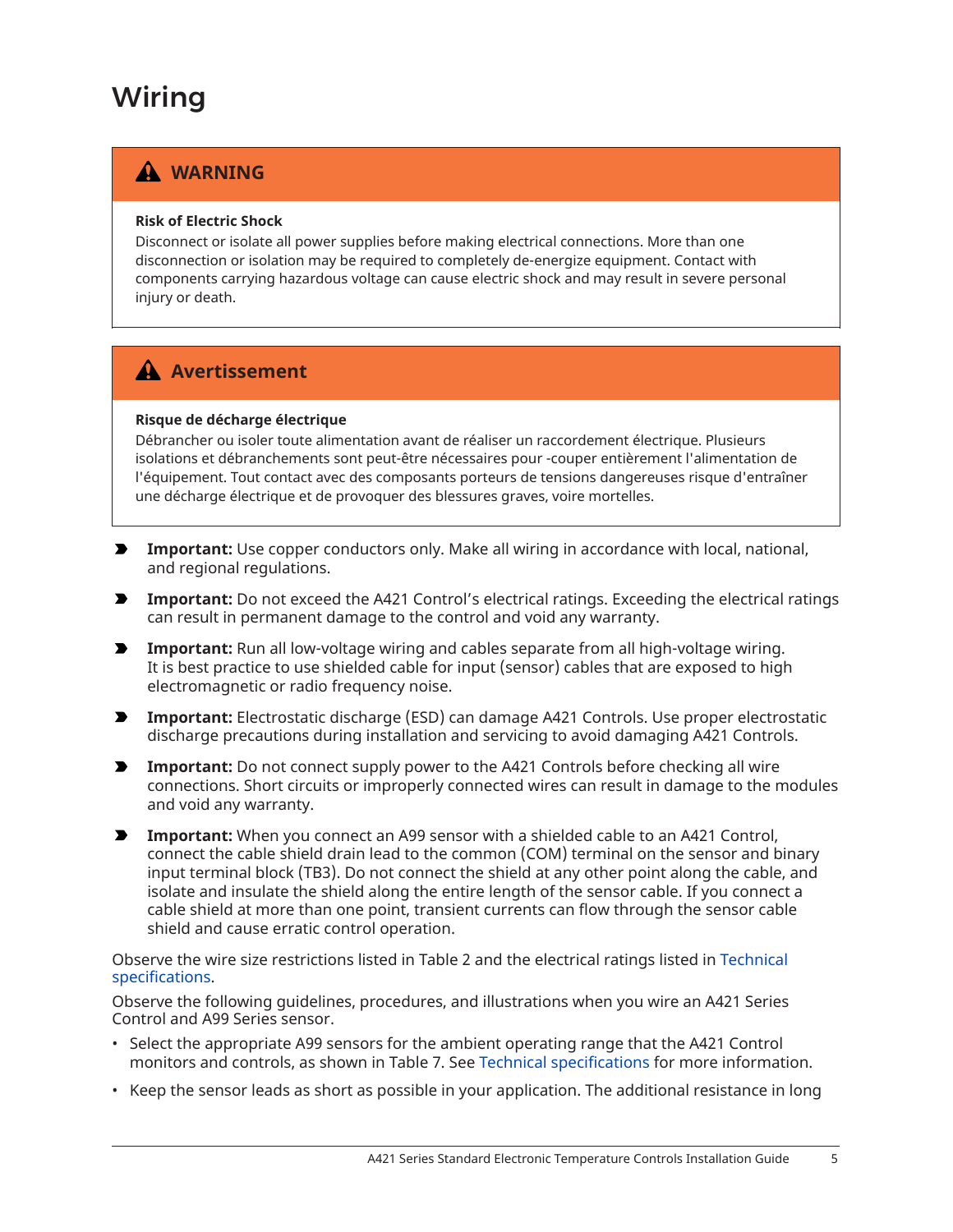# Wiring

> **⚠ WARNING**
>
> **Risk of Electric Shock**
>
> Disconnect or isolate all power supplies before making electrical connections. More than one disconnection or isolation may be required to completely de-energize equipment. Contact with components carrying hazardous voltage can cause electric shock and may result in severe personal injury or death.

> **⚠ Avertissement**
>
> **Risque de décharge électrique**
>
> Débrancher ou isoler toute alimentation avant de réaliser un raccordement électrique. Plusieurs isolations et débranchements sont peut-être nécessaires pour -couper entièrement l'alimentation de l'équipement. Tout contact avec des composants porteurs de tensions dangereuses risque d'entraîner une décharge électrique et de provoquer des blessures graves, voire mortelles.

- **Important:** Use copper conductors only. Make all wiring in accordance with local, national, and regional regulations.
- **Important:** Do not exceed the A421 Control's electrical ratings. Exceeding the electrical ratings can result in permanent damage to the control and void any warranty.
- **Important:** Run all low-voltage wiring and cables separate from all high-voltage wiring. It is best practice to use shielded cable for input (sensor) cables that are exposed to high electromagnetic or radio frequency noise.
- **Important:** Electrostatic discharge (ESD) can damage A421 Controls. Use proper electrostatic discharge precautions during installation and servicing to avoid damaging A421 Controls.
- **Important:** Do not connect supply power to the A421 Controls before checking all wire connections. Short circuits or improperly connected wires can result in damage to the modules and void any warranty.
- **Important:** When you connect an A99 sensor with a shielded cable to an A421 Control, connect the cable shield drain lead to the common (COM) terminal on the sensor and binary input terminal block (TB3). Do not connect the shield at any other point along the cable, and isolate and insulate the shield along the entire length of the sensor cable. If you connect a cable shield at more than one point, transient currents can flow through the sensor cable shield and cause erratic control operation.

Observe the wire size restrictions listed in Table 2 and the electrical ratings listed in Technical specifications.

Observe the following guidelines, procedures, and illustrations when you wire an A421 Series Control and A99 Series sensor.

- Select the appropriate A99 sensors for the ambient operating range that the A421 Control monitors and controls, as shown in Table 7. See Technical specifications for more information.
- Keep the sensor leads as short as possible in your application. The additional resistance in long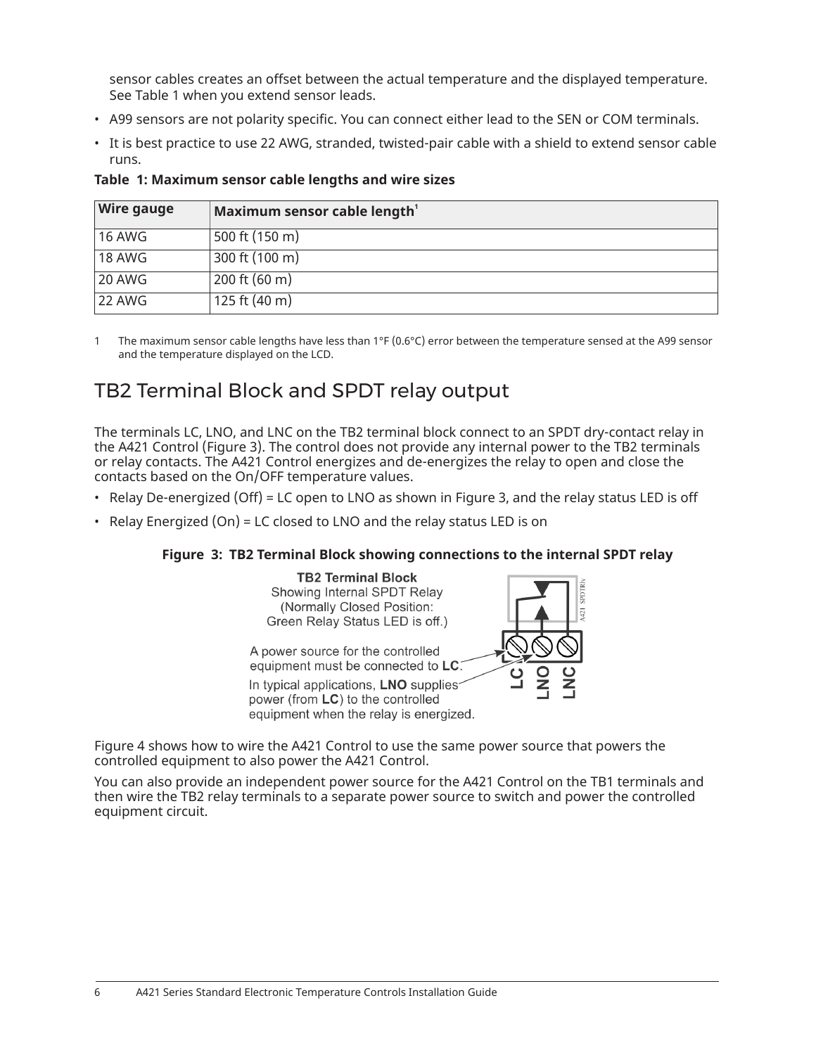sensor cables creates an offset between the actual temperature and the displayed temperature. See Table 1 when you extend sensor leads.

- A99 sensors are not polarity specific. You can connect either lead to the SEN or COM terminals.
- It is best practice to use 22 AWG, stranded, twisted-pair cable with a shield to extend sensor cable runs.

**Table 1: Maximum sensor cable lengths and wire sizes**

| Wire gauge | Maximum sensor cable length[1] |
|---|---|
| 16 AWG | 500 ft (150 m) |
| 18 AWG | 300 ft (100 m) |
| 20 AWG | 200 ft (60 m) |
| 22 AWG | 125 ft (40 m) |

1 The maximum sensor cable lengths have less than 1°F (0.6°C) error between the temperature sensed at the A99 sensor and the temperature displayed on the LCD.

## TB2 Terminal Block and SPDT relay output

The terminals LC, LNO, and LNC on the TB2 terminal block connect to an SPDT dry-contact relay in the A421 Control (Figure 3). The control does not provide any internal power to the TB2 terminals or relay contacts. The A421 Control energizes and de-energizes the relay to open and close the contacts based on the On/OFF temperature values.

- Relay De-energized (Off) = LC open to LNO as shown in Figure 3, and the relay status LED is off
- Relay Energized (On) = LC closed to LNO and the relay status LED is on

**Figure 3: TB2 Terminal Block showing connections to the internal SPDT relay**

**TB2 Terminal Block**
Showing Internal SPDT Relay
(Normally Closed Position:
Green Relay Status LED is off.)

A power source for the controlled equipment must be connected to **LC**.

In typical applications, **LNO** supplies power (from **LC**) to the controlled equipment when the relay is energized.

LC LNO LNC

Figure 4 shows how to wire the A421 Control to use the same power source that powers the controlled equipment to also power the A421 Control.

You can also provide an independent power source for the A421 Control on the TB1 terminals and then wire the TB2 relay terminals to a separate power source to switch and power the controlled equipment circuit.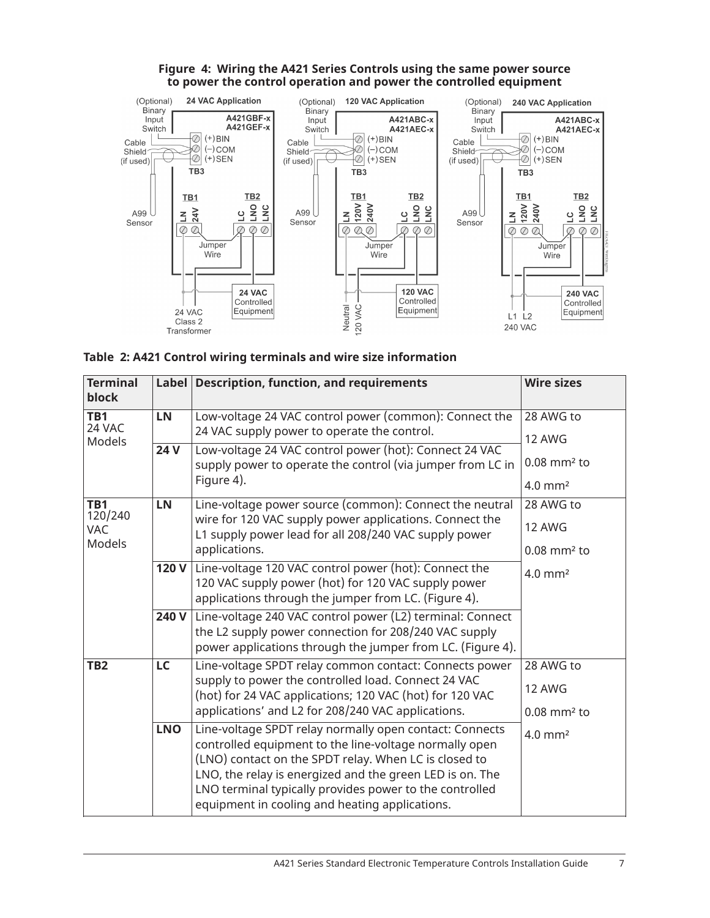**Figure 4: Wiring the A421 Series Controls using the same power source to power the control operation and power the controlled equipment**

**Table 2: A421 Control wiring terminals and wire size information**

| Terminal block | Label | Description, function, and requirements | Wire sizes |
|---|---|---|---|
| **TB1** 24 VAC Models | **LN** | Low-voltage 24 VAC control power (common): Connect the 24 VAC supply power to operate the control. | 28 AWG to 12 AWG 0.08 mm² to 4.0 mm² |
| | **24 V** | Low-voltage 24 VAC control power (hot): Connect 24 VAC supply power to operate the control (via jumper from LC in Figure 4). | |
| **TB1** 120/240 VAC Models | **LN** | Line-voltage power source (common): Connect the neutral wire for 120 VAC supply power applications. Connect the L1 supply power lead for all 208/240 VAC supply power applications. | 28 AWG to 12 AWG 0.08 mm² to 4.0 mm² |
| | **120 V** | Line-voltage 120 VAC control power (hot): Connect the 120 VAC supply power (hot) for 120 VAC supply power applications through the jumper from LC. (Figure 4). | |
| | **240 V** | Line-voltage 240 VAC control power (L2) terminal: Connect the L2 supply power connection for 208/240 VAC supply power applications through the jumper from LC. (Figure 4). | |
| **TB2** | **LC** | Line-voltage SPDT relay common contact: Connects power supply to power the controlled load. Connect 24 VAC (hot) for 24 VAC applications; 120 VAC (hot) for 120 VAC applications' and L2 for 208/240 VAC applications. | 28 AWG to 12 AWG 0.08 mm² to 4.0 mm² |
| | **LNO** | Line-voltage SPDT relay normally open contact: Connects controlled equipment to the line-voltage normally open (LNO) contact on the SPDT relay. When LC is closed to LNO, the relay is energized and the green LED is on. The LNO terminal typically provides power to the controlled equipment in cooling and heating applications. | |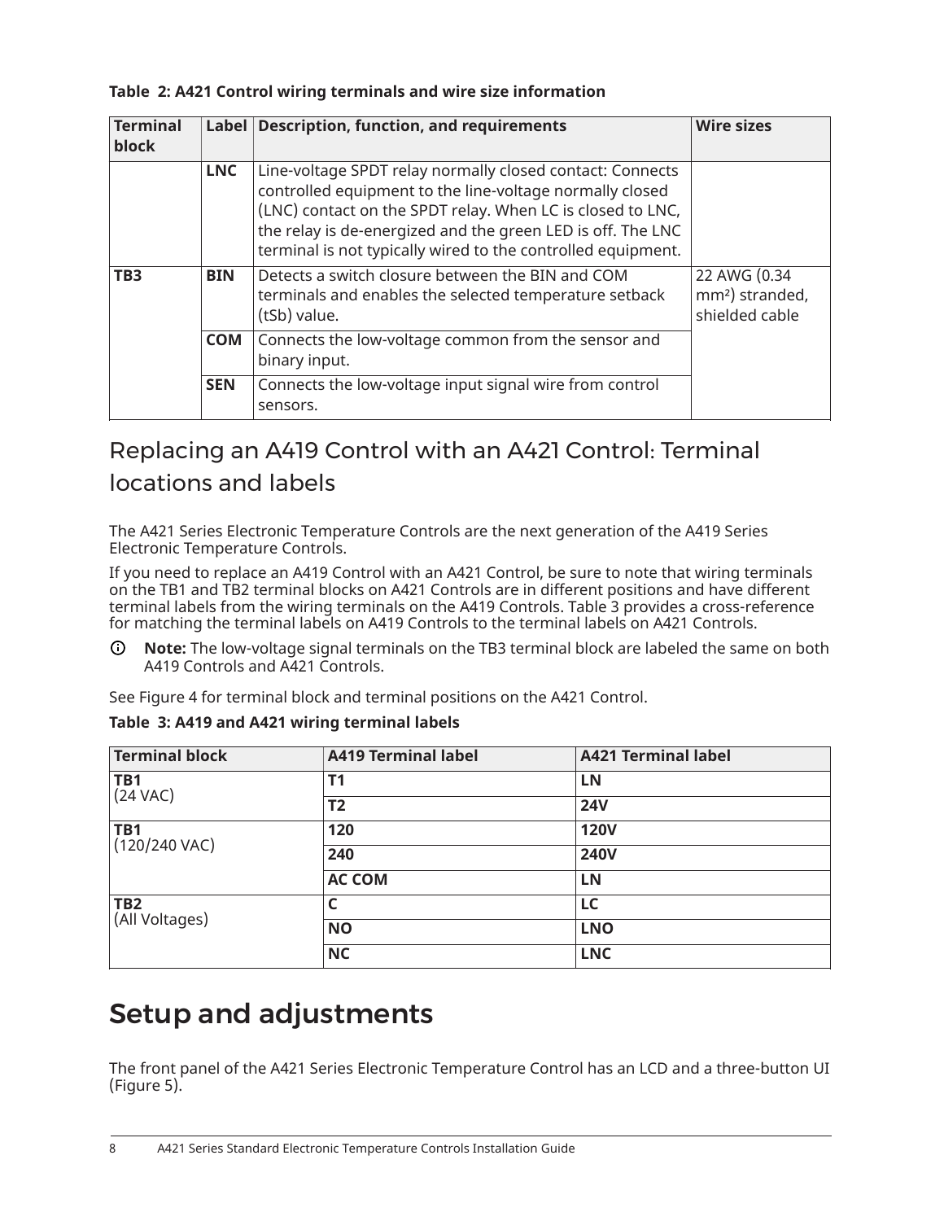**Table 2: A421 Control wiring terminals and wire size information**

| Terminal block | Label | Description, function, and requirements | Wire sizes |
|---|---|---|---|
| | **LNC** | Line-voltage SPDT relay normally closed contact: Connects controlled equipment to the line-voltage normally closed (LNC) contact on the SPDT relay. When LC is closed to LNC, the relay is de-energized and the green LED is off. The LNC terminal is not typically wired to the controlled equipment. | |
| **TB3** | **BIN** | Detects a switch closure between the BIN and COM terminals and enables the selected temperature setback (tSb) value. | 22 AWG (0.34 mm²) stranded, shielded cable |
| | **COM** | Connects the low-voltage common from the sensor and binary input. | |
| | **SEN** | Connects the low-voltage input signal wire from control sensors. | |

## Replacing an A419 Control with an A421 Control: Terminal locations and labels

The A421 Series Electronic Temperature Controls are the next generation of the A419 Series Electronic Temperature Controls.

If you need to replace an A419 Control with an A421 Control, be sure to note that wiring terminals on the TB1 and TB2 terminal blocks on A421 Controls are in different positions and have different terminal labels from the wiring terminals on the A419 Controls. Table 3 provides a cross-reference for matching the terminal labels on A419 Controls to the terminal labels on A421 Controls.

**Note:** The low-voltage signal terminals on the TB3 terminal block are labeled the same on both A419 Controls and A421 Controls.

See Figure 4 for terminal block and terminal positions on the A421 Control.

**Table 3: A419 and A421 wiring terminal labels**

| Terminal block | A419 Terminal label | A421 Terminal label |
|---|---|---|
| **TB1** (24 VAC) | **T1** | **LN** |
| | **T2** | **24V** |
| **TB1** (120/240 VAC) | **120** | **120V** |
| | **240** | **240V** |
| | **AC COM** | **LN** |
| **TB2** (All Voltages) | **C** | **LC** |
| | **NO** | **LNO** |
| | **NC** | **LNC** |

# Setup and adjustments

The front panel of the A421 Series Electronic Temperature Control has an LCD and a three-button UI (Figure 5).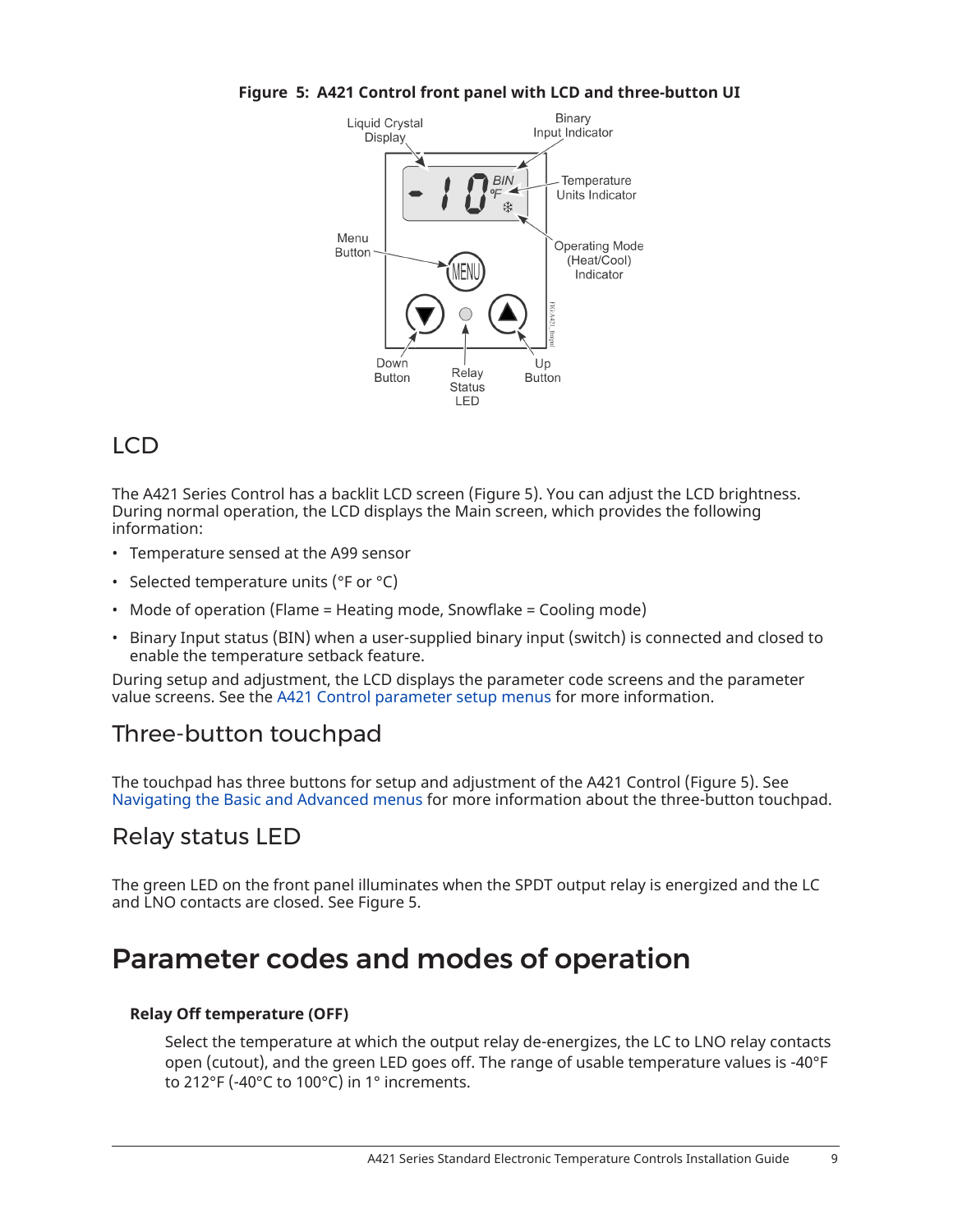**Figure 5: A421 Control front panel with LCD and three-button UI**

## LCD

The A421 Series Control has a backlit LCD screen (Figure 5). You can adjust the LCD brightness. During normal operation, the LCD displays the Main screen, which provides the following information:

- Temperature sensed at the A99 sensor
- Selected temperature units (°F or °C)
- Mode of operation (Flame = Heating mode, Snowflake = Cooling mode)
- Binary Input status (BIN) when a user-supplied binary input (switch) is connected and closed to enable the temperature setback feature.

During setup and adjustment, the LCD displays the parameter code screens and the parameter value screens. See the A421 Control parameter setup menus for more information.

## Three-button touchpad

The touchpad has three buttons for setup and adjustment of the A421 Control (Figure 5). See Navigating the Basic and Advanced menus for more information about the three-button touchpad.

## Relay status LED

The green LED on the front panel illuminates when the SPDT output relay is energized and the LC and LNO contacts are closed. See Figure 5.

# Parameter codes and modes of operation

**Relay Off temperature (OFF)**

Select the temperature at which the output relay de-energizes, the LC to LNO relay contacts open (cutout), and the green LED goes off. The range of usable temperature values is -40°F to 212°F (-40°C to 100°C) in 1° increments.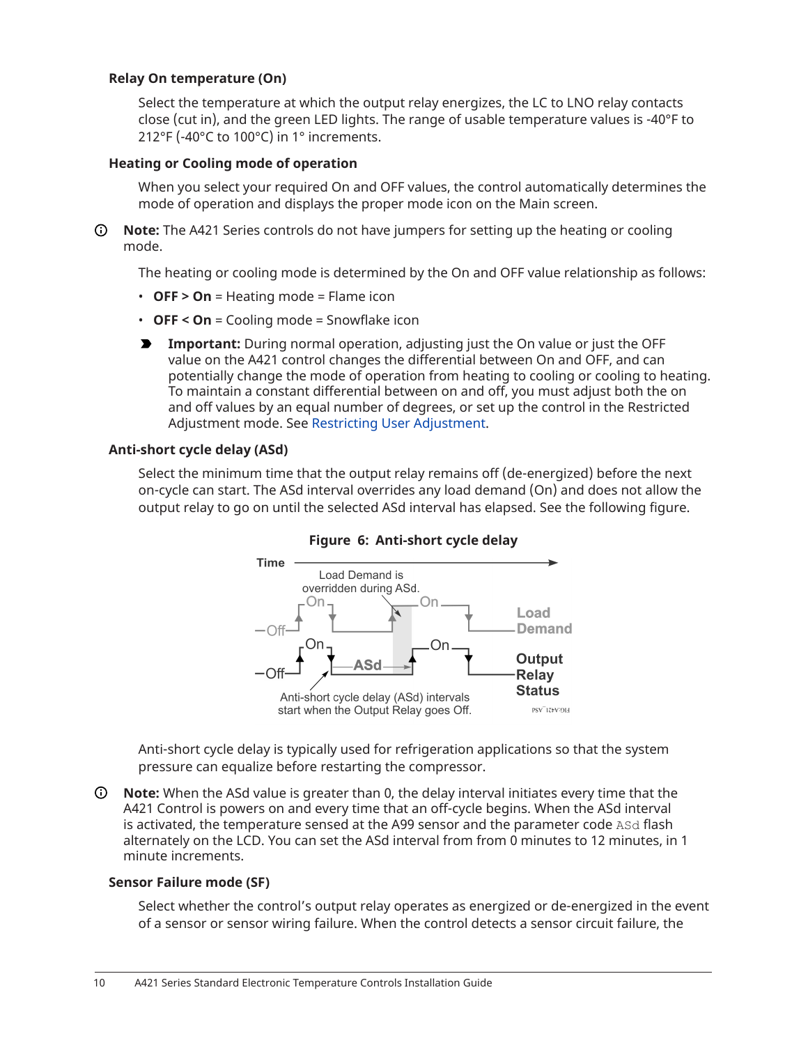### Relay On temperature (On)

Select the temperature at which the output relay energizes, the LC to LNO relay contacts close (cut in), and the green LED lights. The range of usable temperature values is -40°F to 212°F (-40°C to 100°C) in 1° increments.

### Heating or Cooling mode of operation

When you select your required On and OFF values, the control automatically determines the mode of operation and displays the proper mode icon on the Main screen.

**Note:** The A421 Series controls do not have jumpers for setting up the heating or cooling mode.

The heating or cooling mode is determined by the On and OFF value relationship as follows:

- **OFF > On** = Heating mode = Flame icon
- **OFF < On** = Cooling mode = Snowflake icon

**Important:** During normal operation, adjusting just the On value or just the OFF value on the A421 control changes the differential between On and OFF, and can potentially change the mode of operation from heating to cooling or cooling to heating. To maintain a constant differential between on and off, you must adjust both the on and off values by an equal number of degrees, or set up the control in the Restricted Adjustment mode. See Restricting User Adjustment.

### Anti-short cycle delay (ASd)

Select the minimum time that the output relay remains off (de-energized) before the next on-cycle can start. The ASd interval overrides any load demand (On) and does not allow the output relay to go on until the selected ASd interval has elapsed. See the following figure.

**Figure 6: Anti-short cycle delay**

Anti-short cycle delay is typically used for refrigeration applications so that the system pressure can equalize before restarting the compressor.

**Note:** When the ASd value is greater than 0, the delay interval initiates every time that the A421 Control is powers on and every time that an off-cycle begins. When the ASd interval is activated, the temperature sensed at the A99 sensor and the parameter code `ASd` flash alternately on the LCD. You can set the ASd interval from from 0 minutes to 12 minutes, in 1 minute increments.

### Sensor Failure mode (SF)

Select whether the control's output relay operates as energized or de-energized in the event of a sensor or sensor wiring failure. When the control detects a sensor circuit failure, the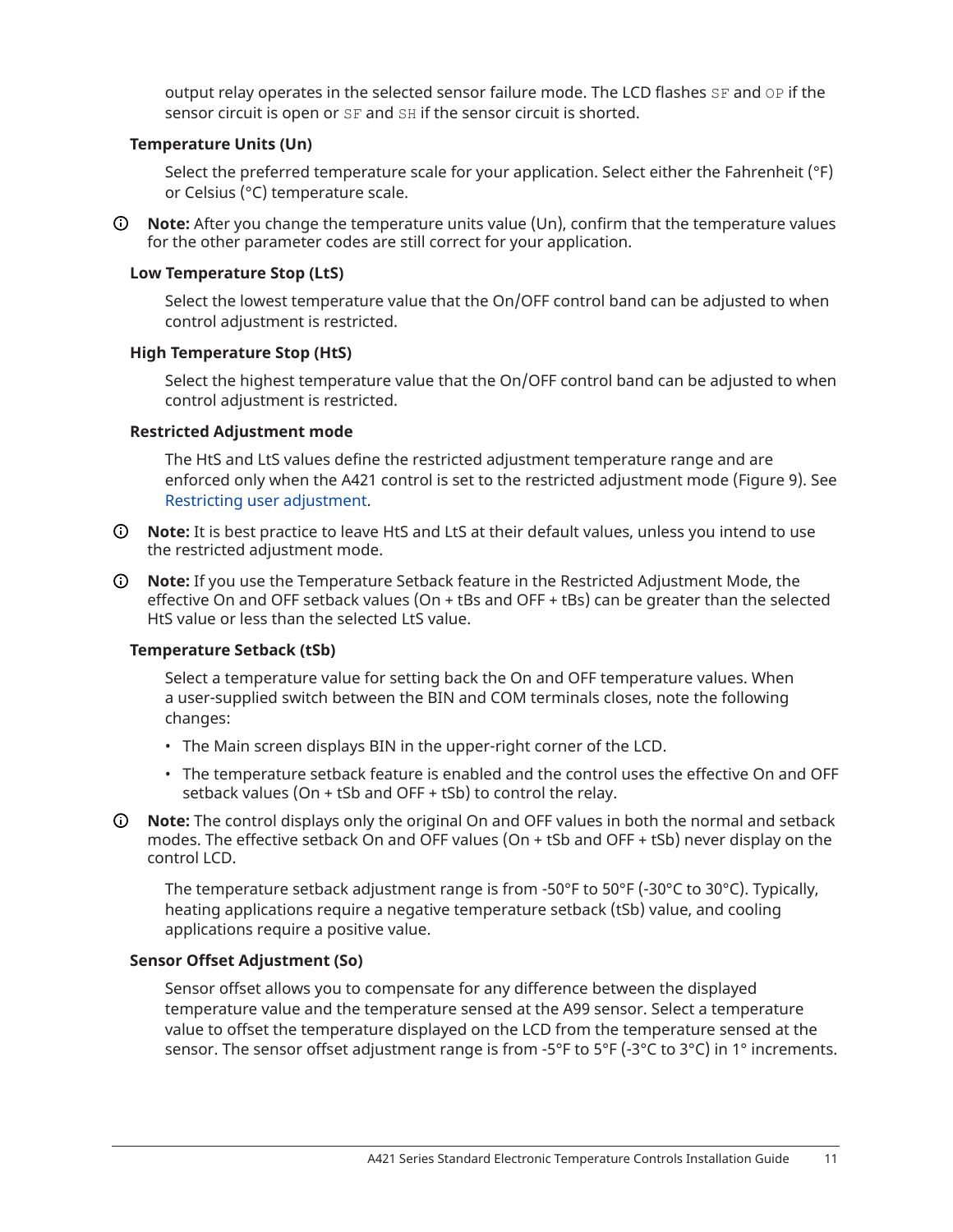output relay operates in the selected sensor failure mode. The LCD flashes `SF` and `OP` if the sensor circuit is open or `SF` and `SH` if the sensor circuit is shorted.

### Temperature Units (Un)

Select the preferred temperature scale for your application. Select either the Fahrenheit (°F) or Celsius (°C) temperature scale.

**Note:** After you change the temperature units value (Un), confirm that the temperature values for the other parameter codes are still correct for your application.

### Low Temperature Stop (LtS)

Select the lowest temperature value that the On/OFF control band can be adjusted to when control adjustment is restricted.

### High Temperature Stop (HtS)

Select the highest temperature value that the On/OFF control band can be adjusted to when control adjustment is restricted.

### Restricted Adjustment mode

The HtS and LtS values define the restricted adjustment temperature range and are enforced only when the A421 control is set to the restricted adjustment mode (Figure 9). See Restricting user adjustment.

**Note:** It is best practice to leave HtS and LtS at their default values, unless you intend to use the restricted adjustment mode.

**Note:** If you use the Temperature Setback feature in the Restricted Adjustment Mode, the effective On and OFF setback values (On + tBs and OFF + tBs) can be greater than the selected HtS value or less than the selected LtS value.

### Temperature Setback (tSb)

Select a temperature value for setting back the On and OFF temperature values. When a user-supplied switch between the BIN and COM terminals closes, note the following changes:

- The Main screen displays BIN in the upper-right corner of the LCD.
- The temperature setback feature is enabled and the control uses the effective On and OFF setback values (On + tSb and OFF + tSb) to control the relay.

**Note:** The control displays only the original On and OFF values in both the normal and setback modes. The effective setback On and OFF values (On + tSb and OFF + tSb) never display on the control LCD.

The temperature setback adjustment range is from -50°F to 50°F (-30°C to 30°C). Typically, heating applications require a negative temperature setback (tSb) value, and cooling applications require a positive value.

### Sensor Offset Adjustment (So)

Sensor offset allows you to compensate for any difference between the displayed temperature value and the temperature sensed at the A99 sensor. Select a temperature value to offset the temperature displayed on the LCD from the temperature sensed at the sensor. The sensor offset adjustment range is from -5°F to 5°F (-3°C to 3°C) in 1° increments.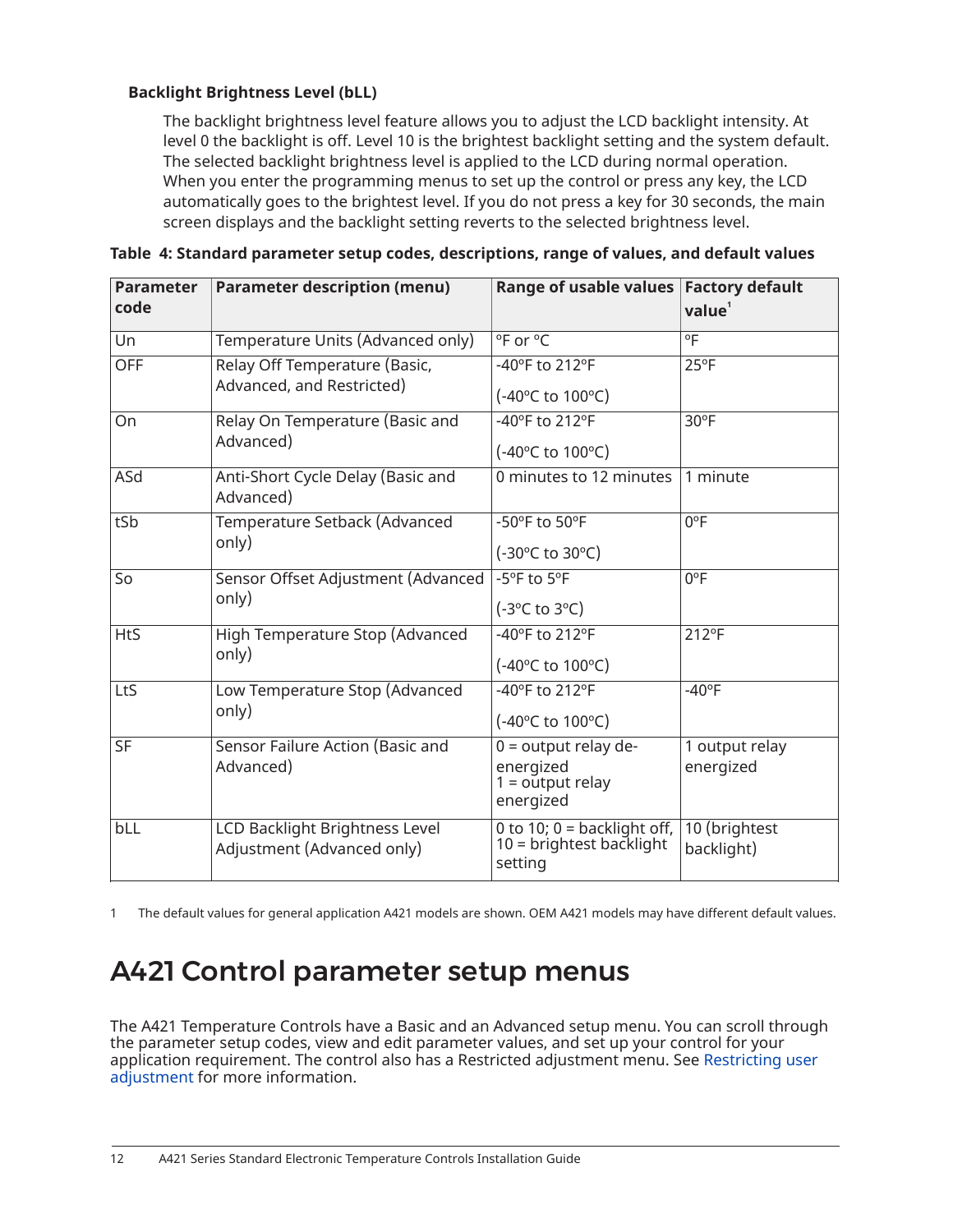### Backlight Brightness Level (bLL)

The backlight brightness level feature allows you to adjust the LCD backlight intensity. At level 0 the backlight is off. Level 10 is the brightest backlight setting and the system default. The selected backlight brightness level is applied to the LCD during normal operation. When you enter the programming menus to set up the control or press any key, the LCD automatically goes to the brightest level. If you do not press a key for 30 seconds, the main screen displays and the backlight setting reverts to the selected brightness level.

**Table 4: Standard parameter setup codes, descriptions, range of values, and default values**

| Parameter code | Parameter description (menu) | Range of usable values | Factory default value[1] |
|---|---|---|---|
| Un | Temperature Units (Advanced only) | °F or °C | °F |
| OFF | Relay Off Temperature (Basic, Advanced, and Restricted) | -40°F to 212°F (-40°C to 100°C) | 25°F |
| On | Relay On Temperature (Basic and Advanced) | -40°F to 212°F (-40°C to 100°C) | 30°F |
| ASd | Anti-Short Cycle Delay (Basic and Advanced) | 0 minutes to 12 minutes | 1 minute |
| tSb | Temperature Setback (Advanced only) | -50°F to 50°F (-30°C to 30°C) | 0°F |
| So | Sensor Offset Adjustment (Advanced only) | -5°F to 5°F (-3°C to 3°C) | 0°F |
| HtS | High Temperature Stop (Advanced only) | -40°F to 212°F (-40°C to 100°C) | 212°F |
| LtS | Low Temperature Stop (Advanced only) | -40°F to 212°F (-40°C to 100°C) | -40°F |
| SF | Sensor Failure Action (Basic and Advanced) | 0 = output relay de-energized 1 = output relay energized | 1 output relay energized |
| bLL | LCD Backlight Brightness Level Adjustment (Advanced only) | 0 to 10; 0 = backlight off, 10 = brightest backlight setting | 10 (brightest backlight) |

1 The default values for general application A421 models are shown. OEM A421 models may have different default values.

## A421 Control parameter setup menus

The A421 Temperature Controls have a Basic and an Advanced setup menu. You can scroll through the parameter setup codes, view and edit parameter values, and set up your control for your application requirement. The control also has a Restricted adjustment menu. See Restricting user adjustment for more information.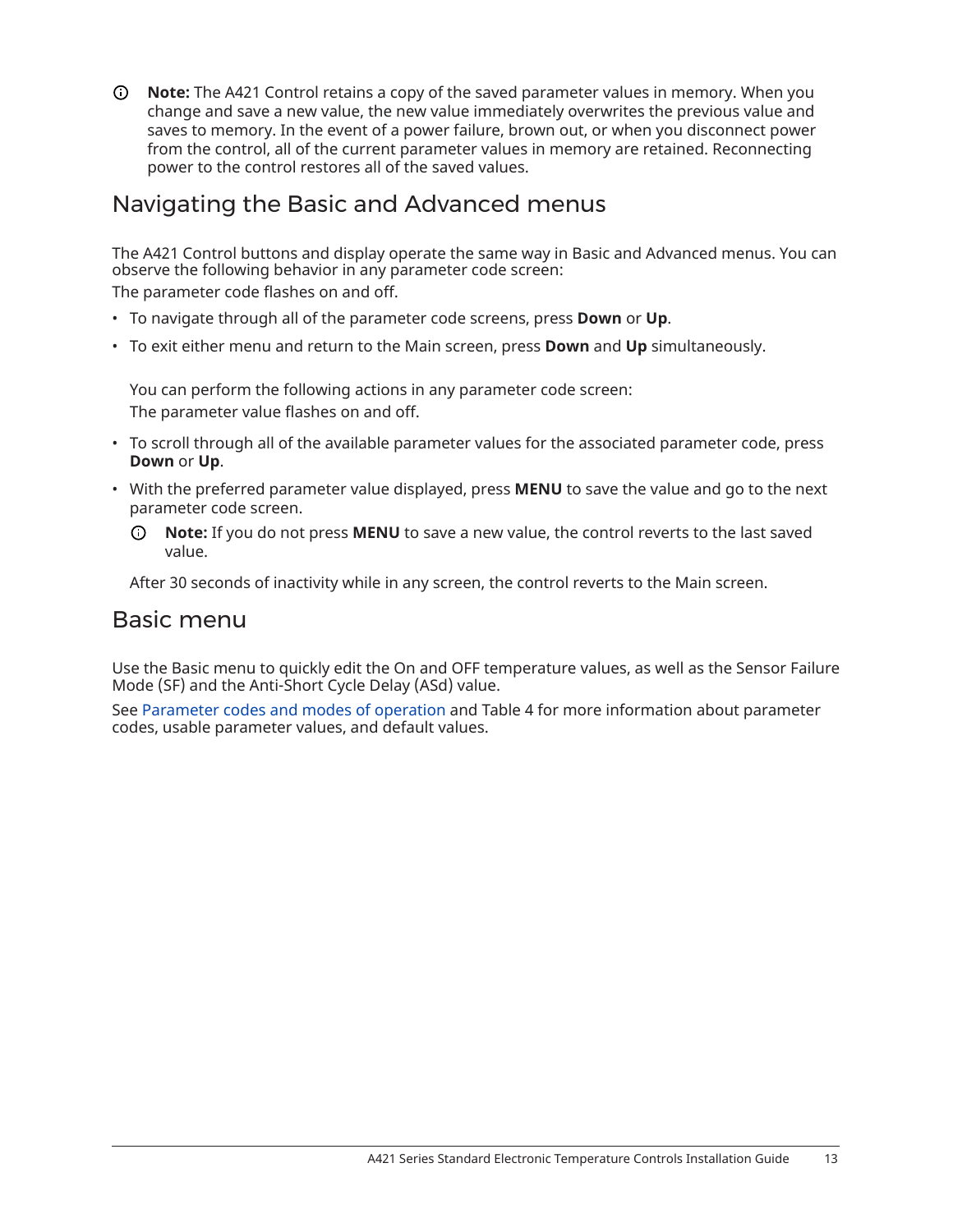**Note:** The A421 Control retains a copy of the saved parameter values in memory. When you change and save a new value, the new value immediately overwrites the previous value and saves to memory. In the event of a power failure, brown out, or when you disconnect power from the control, all of the current parameter values in memory are retained. Reconnecting power to the control restores all of the saved values.

## Navigating the Basic and Advanced menus

The A421 Control buttons and display operate the same way in Basic and Advanced menus. You can observe the following behavior in any parameter code screen:

The parameter code flashes on and off.

- To navigate through all of the parameter code screens, press **Down** or **Up**.
- To exit either menu and return to the Main screen, press **Down** and **Up** simultaneously.

  You can perform the following actions in any parameter code screen:

  The parameter value flashes on and off.

- To scroll through all of the available parameter values for the associated parameter code, press **Down** or **Up**.
- With the preferred parameter value displayed, press **MENU** to save the value and go to the next parameter code screen.

  **Note:** If you do not press **MENU** to save a new value, the control reverts to the last saved value.

  After 30 seconds of inactivity while in any screen, the control reverts to the Main screen.

## Basic menu

Use the Basic menu to quickly edit the On and OFF temperature values, as well as the Sensor Failure Mode (SF) and the Anti-Short Cycle Delay (ASd) value.

See Parameter codes and modes of operation and Table 4 for more information about parameter codes, usable parameter values, and default values.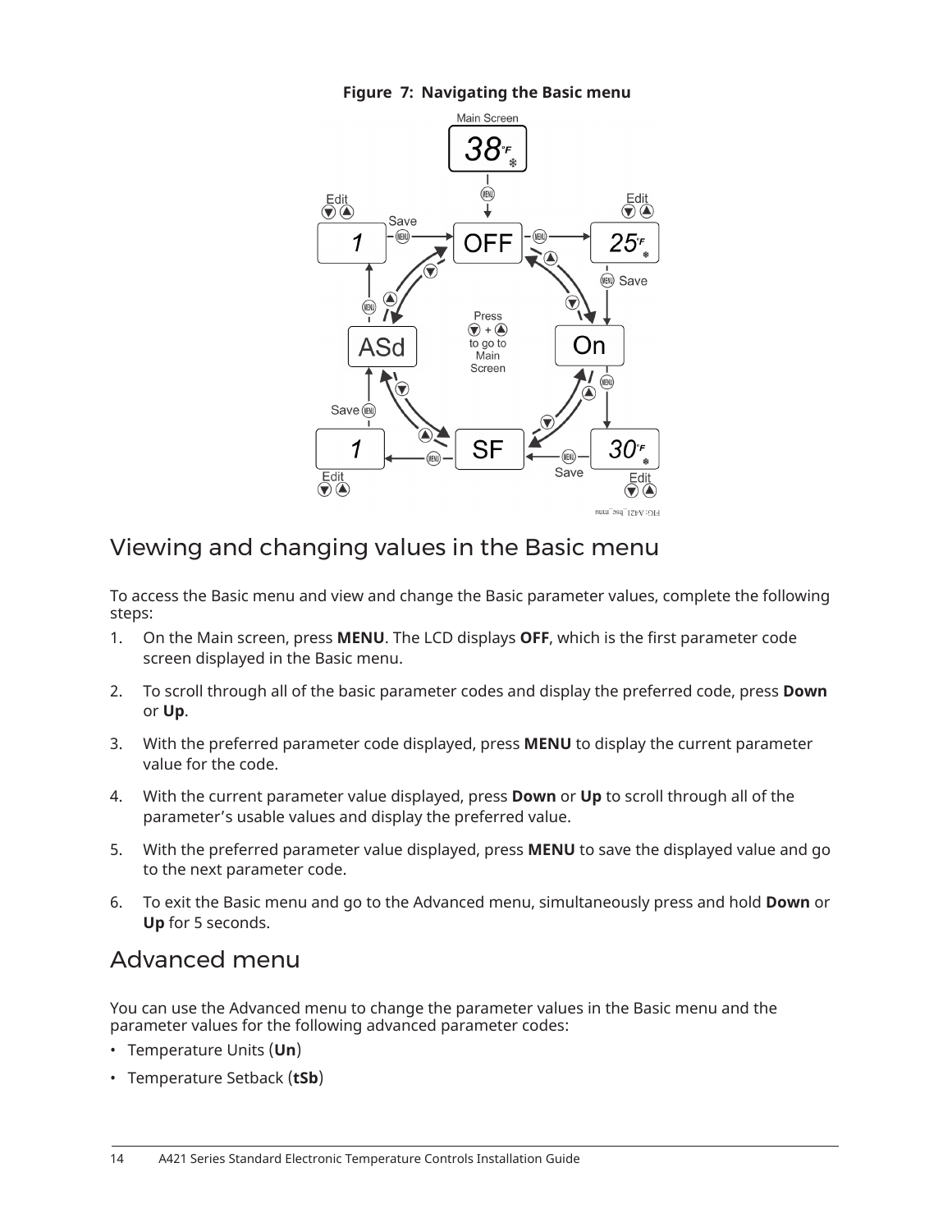**Figure 7: Navigating the Basic menu**

## Viewing and changing values in the Basic menu

To access the Basic menu and view and change the Basic parameter values, complete the following steps:

1. On the Main screen, press **MENU**. The LCD displays **OFF**, which is the first parameter code screen displayed in the Basic menu.
2. To scroll through all of the basic parameter codes and display the preferred code, press **Down** or **Up**.
3. With the preferred parameter code displayed, press **MENU** to display the current parameter value for the code.
4. With the current parameter value displayed, press **Down** or **Up** to scroll through all of the parameter's usable values and display the preferred value.
5. With the preferred parameter value displayed, press **MENU** to save the displayed value and go to the next parameter code.
6. To exit the Basic menu and go to the Advanced menu, simultaneously press and hold **Down** or **Up** for 5 seconds.

## Advanced menu

You can use the Advanced menu to change the parameter values in the Basic menu and the parameter values for the following advanced parameter codes:

- Temperature Units (**Un**)
- Temperature Setback (**tSb**)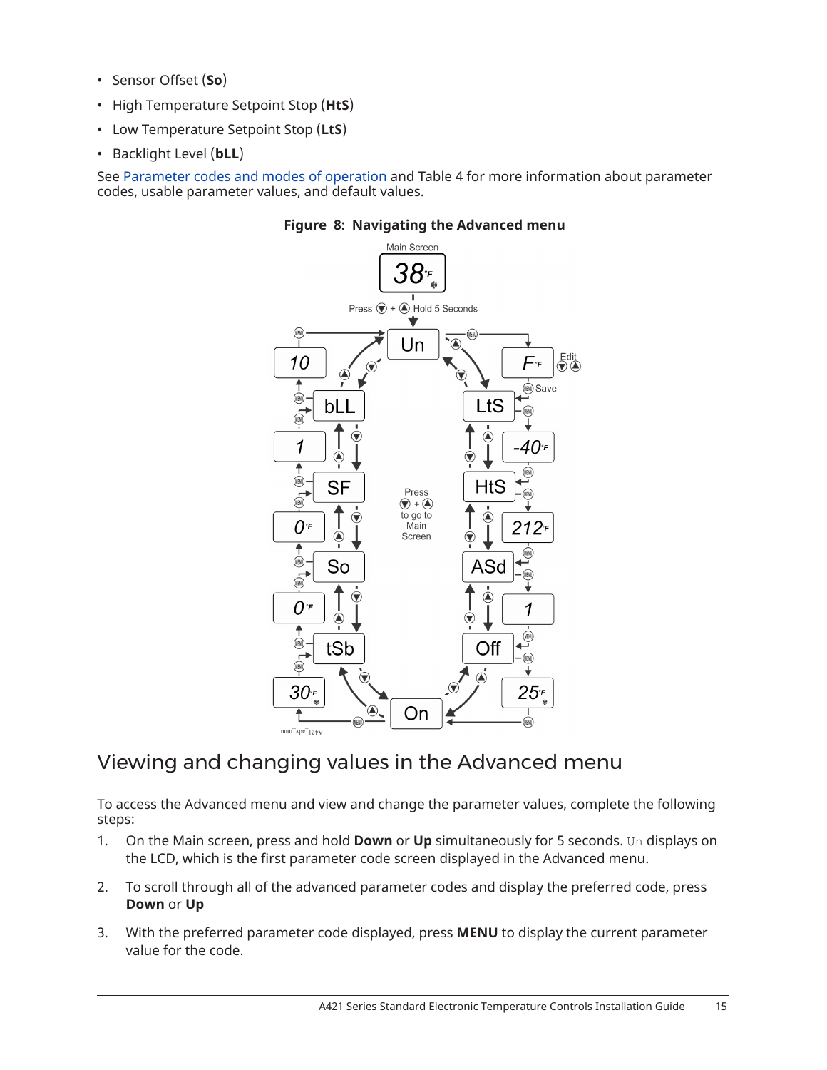- Sensor Offset (**So**)
- High Temperature Setpoint Stop (**HtS**)
- Low Temperature Setpoint Stop (**LtS**)
- Backlight Level (**bLL**)

See Parameter codes and modes of operation and Table 4 for more information about parameter codes, usable parameter values, and default values.

**Figure 8: Navigating the Advanced menu**

## Viewing and changing values in the Advanced menu

To access the Advanced menu and view and change the parameter values, complete the following steps:

1. On the Main screen, press and hold **Down** or **Up** simultaneously for 5 seconds. `Un` displays on the LCD, which is the first parameter code screen displayed in the Advanced menu.
2. To scroll through all of the advanced parameter codes and display the preferred code, press **Down** or **Up**
3. With the preferred parameter code displayed, press **MENU** to display the current parameter value for the code.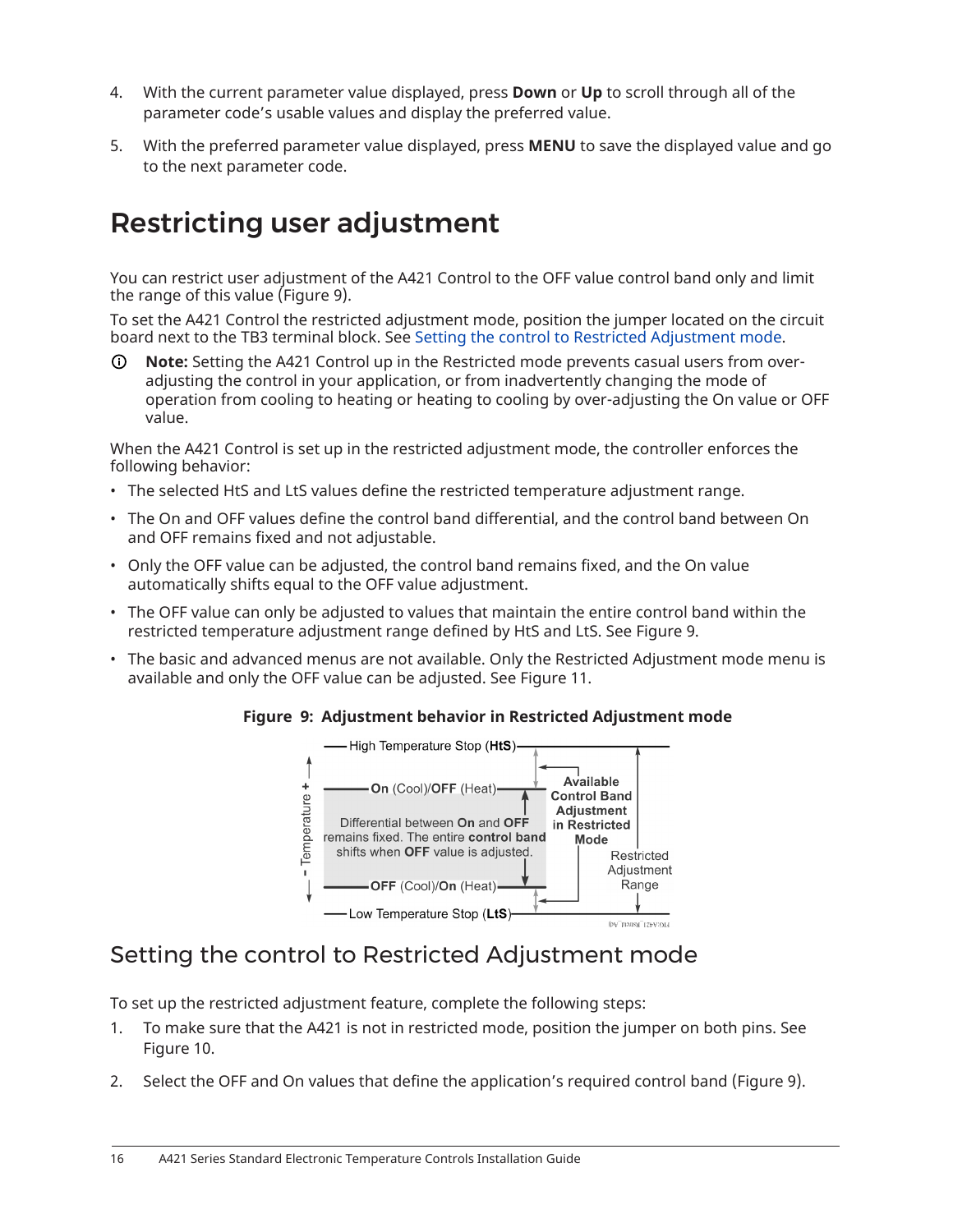4. With the current parameter value displayed, press **Down** or **Up** to scroll through all of the parameter code's usable values and display the preferred value.

5. With the preferred parameter value displayed, press **MENU** to save the displayed value and go to the next parameter code.

# Restricting user adjustment

You can restrict user adjustment of the A421 Control to the OFF value control band only and limit the range of this value (Figure 9).

To set the A421 Control the restricted adjustment mode, position the jumper located on the circuit board next to the TB3 terminal block. See Setting the control to Restricted Adjustment mode.

**Note:** Setting the A421 Control up in the Restricted mode prevents casual users from over-adjusting the control in your application, or from inadvertently changing the mode of operation from cooling to heating or heating to cooling by over-adjusting the On value or OFF value.

When the A421 Control is set up in the restricted adjustment mode, the controller enforces the following behavior:

- The selected HtS and LtS values define the restricted temperature adjustment range.
- The On and OFF values define the control band differential, and the control band between On and OFF remains fixed and not adjustable.
- Only the OFF value can be adjusted, the control band remains fixed, and the On value automatically shifts equal to the OFF value adjustment.
- The OFF value can only be adjusted to values that maintain the entire control band within the restricted temperature adjustment range defined by HtS and LtS. See Figure 9.
- The basic and advanced menus are not available. Only the Restricted Adjustment mode menu is available and only the OFF value can be adjusted. See Figure 11.

**Figure 9: Adjustment behavior in Restricted Adjustment mode**

High Temperature Stop (**HtS**)
**On** (Cool)/**OFF** (Heat)
Differential between **On** and **OFF** remains fixed. The entire **control band** shifts when **OFF** value is adjusted.
**OFF** (Cool)/**On** (Heat)
Low Temperature Stop (**LtS**)
**Available Control Band Adjustment in Restricted Mode**
Restricted Adjustment Range
- Temperature +

## Setting the control to Restricted Adjustment mode

To set up the restricted adjustment feature, complete the following steps:

1. To make sure that the A421 is not in restricted mode, position the jumper on both pins. See Figure 10.

2. Select the OFF and On values that define the application's required control band (Figure 9).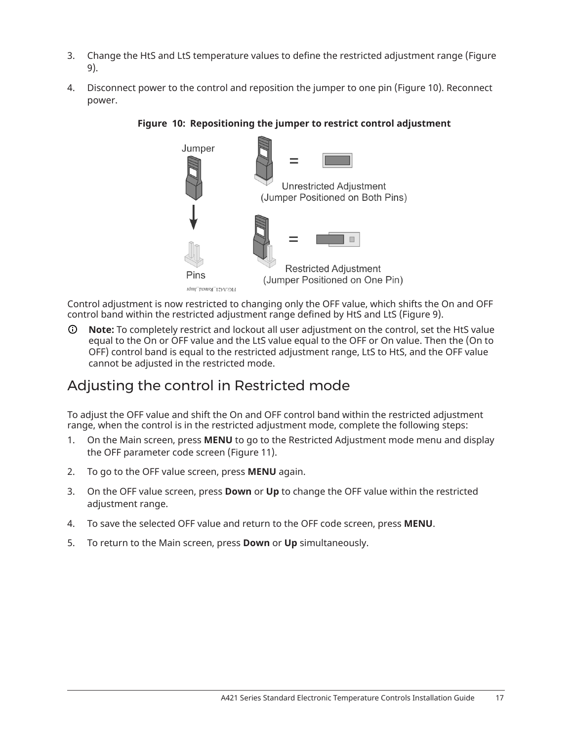3. Change the HtS and LtS temperature values to define the restricted adjustment range (Figure 9).
4. Disconnect power to the control and reposition the jumper to one pin (Figure 10). Reconnect power.

**Figure 10: Repositioning the jumper to restrict control adjustment**

Control adjustment is now restricted to changing only the OFF value, which shifts the On and OFF control band within the restricted adjustment range defined by HtS and LtS (Figure 9).

**Note:** To completely restrict and lockout all user adjustment on the control, set the HtS value equal to the On or OFF value and the LtS value equal to the OFF or On value. Then the (On to OFF) control band is equal to the restricted adjustment range, LtS to HtS, and the OFF value cannot be adjusted in the restricted mode.

## Adjusting the control in Restricted mode

To adjust the OFF value and shift the On and OFF control band within the restricted adjustment range, when the control is in the restricted adjustment mode, complete the following steps:

1. On the Main screen, press **MENU** to go to the Restricted Adjustment mode menu and display the OFF parameter code screen (Figure 11).
2. To go to the OFF value screen, press **MENU** again.
3. On the OFF value screen, press **Down** or **Up** to change the OFF value within the restricted adjustment range.
4. To save the selected OFF value and return to the OFF code screen, press **MENU**.
5. To return to the Main screen, press **Down** or **Up** simultaneously.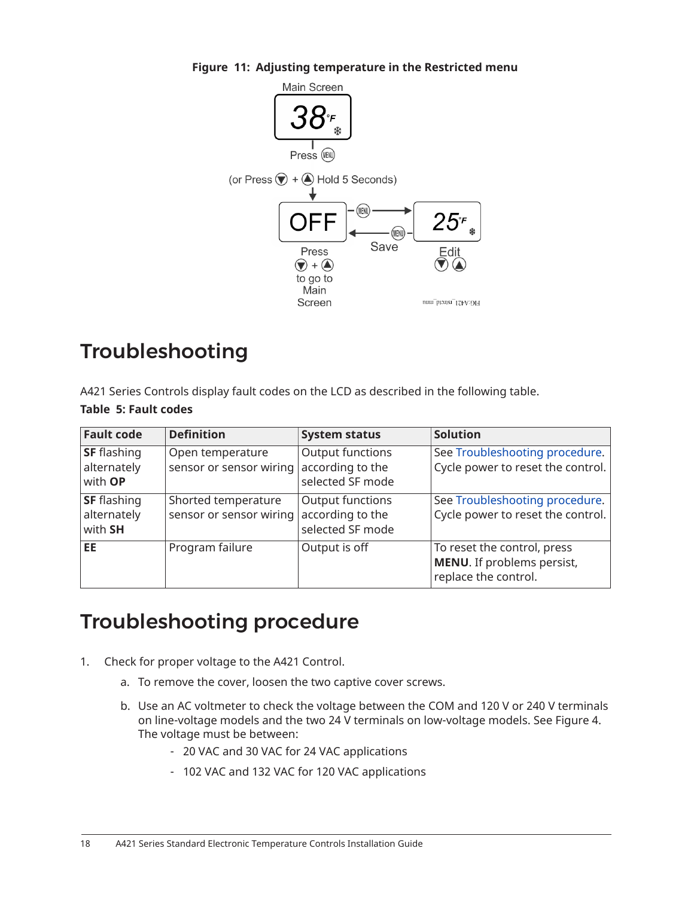**Figure 11: Adjusting temperature in the Restricted menu**

## Troubleshooting

A421 Series Controls display fault codes on the LCD as described in the following table.

**Table 5: Fault codes**

| Fault code | Definition | System status | Solution |
|---|---|---|---|
| **SF** flashing alternately with **OP** | Open temperature sensor or sensor wiring | Output functions according to the selected SF mode | See Troubleshooting procedure. Cycle power to reset the control. |
| **SF** flashing alternately with **SH** | Shorted temperature sensor or sensor wiring | Output functions according to the selected SF mode | See Troubleshooting procedure. Cycle power to reset the control. |
| **EE** | Program failure | Output is off | To reset the control, press **MENU**. If problems persist, replace the control. |

## Troubleshooting procedure

1. Check for proper voltage to the A421 Control.
    a. To remove the cover, loosen the two captive cover screws.
    b. Use an AC voltmeter to check the voltage between the COM and 120 V or 240 V terminals on line-voltage models and the two 24 V terminals on low-voltage models. See Figure 4. The voltage must be between:
        - 20 VAC and 30 VAC for 24 VAC applications
        - 102 VAC and 132 VAC for 120 VAC applications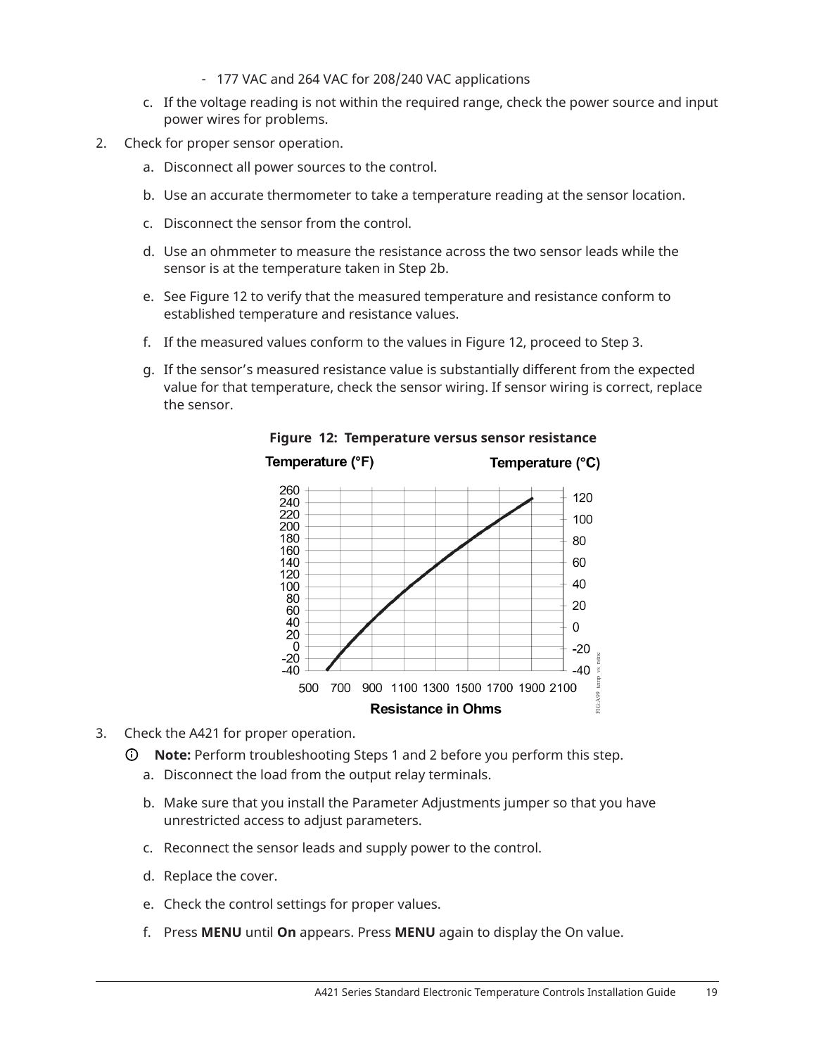- 177 VAC and 264 VAC for 208/240 VAC applications

c. If the voltage reading is not within the required range, check the power source and input power wires for problems.

2. Check for proper sensor operation.
   a. Disconnect all power sources to the control.
   b. Use an accurate thermometer to take a temperature reading at the sensor location.
   c. Disconnect the sensor from the control.
   d. Use an ohmmeter to measure the resistance across the two sensor leads while the sensor is at the temperature taken in Step 2b.
   e. See Figure 12 to verify that the measured temperature and resistance conform to established temperature and resistance values.
   f. If the measured values conform to the values in Figure 12, proceed to Step 3.
   g. If the sensor's measured resistance value is substantially different from the expected value for that temperature, check the sensor wiring. If sensor wiring is correct, replace the sensor.

**Figure 12: Temperature versus sensor resistance**

3. Check the A421 for proper operation.

   **Note:** Perform troubleshooting Steps 1 and 2 before you perform this step.

   a. Disconnect the load from the output relay terminals.
   b. Make sure that you install the Parameter Adjustments jumper so that you have unrestricted access to adjust parameters.
   c. Reconnect the sensor leads and supply power to the control.
   d. Replace the cover.
   e. Check the control settings for proper values.
   f. Press **MENU** until **On** appears. Press **MENU** again to display the On value.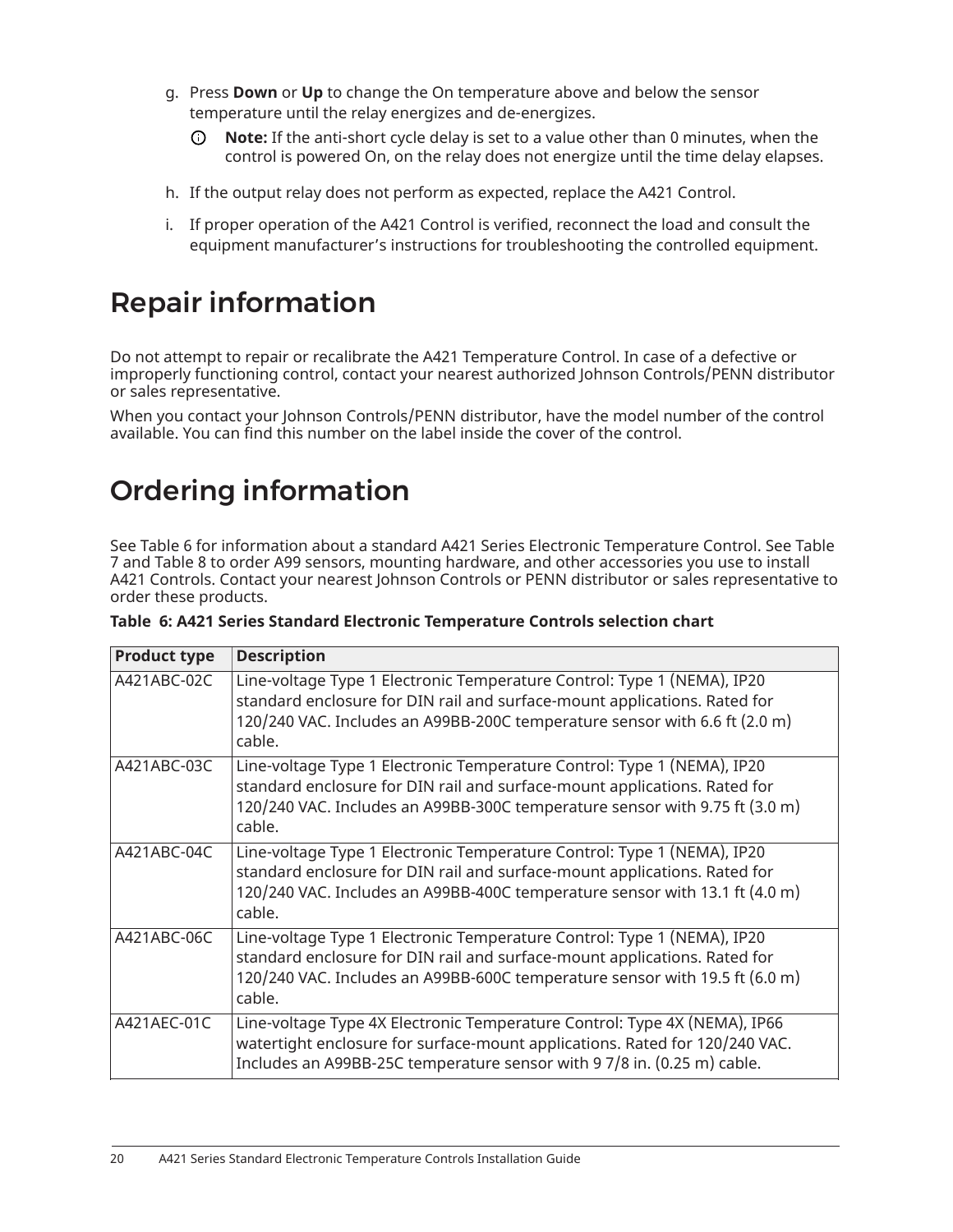g. Press **Down** or **Up** to change the On temperature above and below the sensor temperature until the relay energizes and de-energizes.

   **Note:** If the anti-short cycle delay is set to a value other than 0 minutes, when the control is powered On, on the relay does not energize until the time delay elapses.

h. If the output relay does not perform as expected, replace the A421 Control.

i. If proper operation of the A421 Control is verified, reconnect the load and consult the equipment manufacturer's instructions for troubleshooting the controlled equipment.

# Repair information

Do not attempt to repair or recalibrate the A421 Temperature Control. In case of a defective or improperly functioning control, contact your nearest authorized Johnson Controls/PENN distributor or sales representative.

When you contact your Johnson Controls/PENN distributor, have the model number of the control available. You can find this number on the label inside the cover of the control.

# Ordering information

See Table 6 for information about a standard A421 Series Electronic Temperature Control. See Table 7 and Table 8 to order A99 sensors, mounting hardware, and other accessories you use to install A421 Controls. Contact your nearest Johnson Controls or PENN distributor or sales representative to order these products.

**Table 6: A421 Series Standard Electronic Temperature Controls selection chart**

| Product type | Description |
|---|---|
| A421ABC-02C | Line-voltage Type 1 Electronic Temperature Control: Type 1 (NEMA), IP20 standard enclosure for DIN rail and surface-mount applications. Rated for 120/240 VAC. Includes an A99BB-200C temperature sensor with 6.6 ft (2.0 m) cable. |
| A421ABC-03C | Line-voltage Type 1 Electronic Temperature Control: Type 1 (NEMA), IP20 standard enclosure for DIN rail and surface-mount applications. Rated for 120/240 VAC. Includes an A99BB-300C temperature sensor with 9.75 ft (3.0 m) cable. |
| A421ABC-04C | Line-voltage Type 1 Electronic Temperature Control: Type 1 (NEMA), IP20 standard enclosure for DIN rail and surface-mount applications. Rated for 120/240 VAC. Includes an A99BB-400C temperature sensor with 13.1 ft (4.0 m) cable. |
| A421ABC-06C | Line-voltage Type 1 Electronic Temperature Control: Type 1 (NEMA), IP20 standard enclosure for DIN rail and surface-mount applications. Rated for 120/240 VAC. Includes an A99BB-600C temperature sensor with 19.5 ft (6.0 m) cable. |
| A421AEC-01C | Line-voltage Type 4X Electronic Temperature Control: Type 4X (NEMA), IP66 watertight enclosure for surface-mount applications. Rated for 120/240 VAC. Includes an A99BB-25C temperature sensor with 9 7/8 in. (0.25 m) cable. |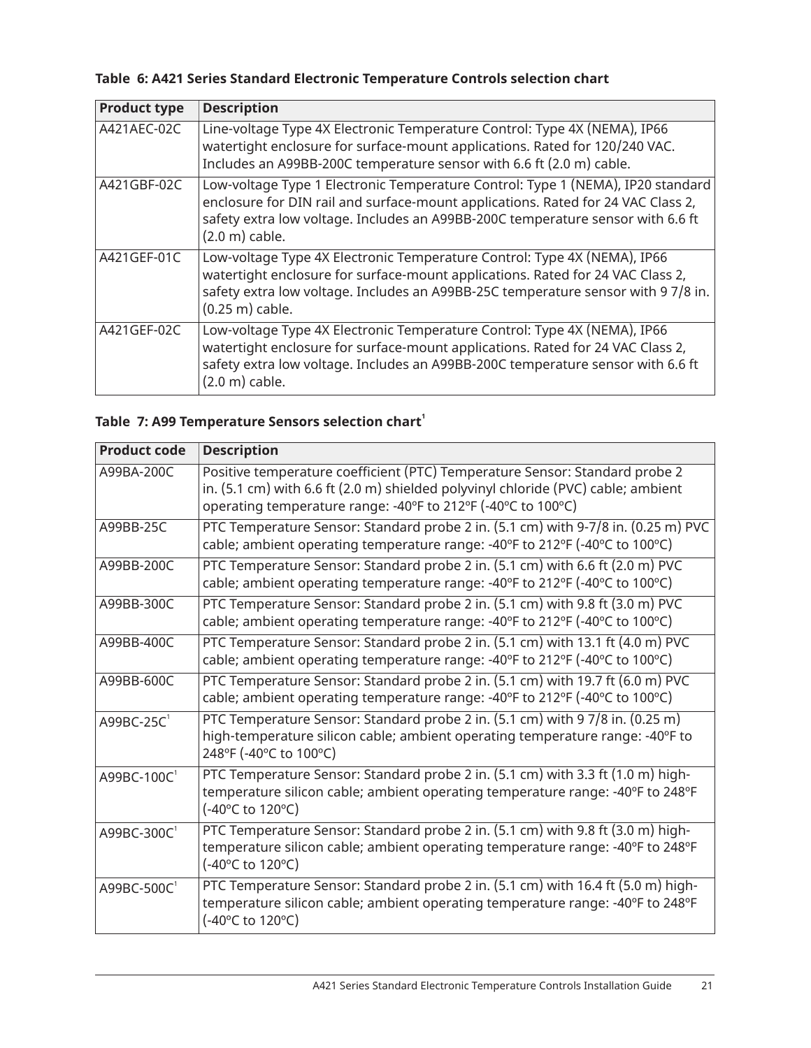**Table 6: A421 Series Standard Electronic Temperature Controls selection chart**

| Product type | Description |
|---|---|
| A421AEC-02C | Line-voltage Type 4X Electronic Temperature Control: Type 4X (NEMA), IP66 watertight enclosure for surface-mount applications. Rated for 120/240 VAC. Includes an A99BB-200C temperature sensor with 6.6 ft (2.0 m) cable. |
| A421GBF-02C | Low-voltage Type 1 Electronic Temperature Control: Type 1 (NEMA), IP20 standard enclosure for DIN rail and surface-mount applications. Rated for 24 VAC Class 2, safety extra low voltage. Includes an A99BB-200C temperature sensor with 6.6 ft (2.0 m) cable. |
| A421GEF-01C | Low-voltage Type 4X Electronic Temperature Control: Type 4X (NEMA), IP66 watertight enclosure for surface-mount applications. Rated for 24 VAC Class 2, safety extra low voltage. Includes an A99BB-25C temperature sensor with 9 7/8 in. (0.25 m) cable. |
| A421GEF-02C | Low-voltage Type 4X Electronic Temperature Control: Type 4X (NEMA), IP66 watertight enclosure for surface-mount applications. Rated for 24 VAC Class 2, safety extra low voltage. Includes an A99BB-200C temperature sensor with 6.6 ft (2.0 m) cable. |

**Table 7: A99 Temperature Sensors selection chart[1]**

| Product code | Description |
|---|---|
| A99BA-200C | Positive temperature coefficient (PTC) Temperature Sensor: Standard probe 2 in. (5.1 cm) with 6.6 ft (2.0 m) shielded polyvinyl chloride (PVC) cable; ambient operating temperature range: -40ºF to 212ºF (-40ºC to 100ºC) |
| A99BB-25C | PTC Temperature Sensor: Standard probe 2 in. (5.1 cm) with 9-7/8 in. (0.25 m) PVC cable; ambient operating temperature range: -40ºF to 212ºF (-40ºC to 100ºC) |
| A99BB-200C | PTC Temperature Sensor: Standard probe 2 in. (5.1 cm) with 6.6 ft (2.0 m) PVC cable; ambient operating temperature range: -40ºF to 212ºF (-40ºC to 100ºC) |
| A99BB-300C | PTC Temperature Sensor: Standard probe 2 in. (5.1 cm) with 9.8 ft (3.0 m) PVC cable; ambient operating temperature range: -40ºF to 212ºF (-40ºC to 100ºC) |
| A99BB-400C | PTC Temperature Sensor: Standard probe 2 in. (5.1 cm) with 13.1 ft (4.0 m) PVC cable; ambient operating temperature range: -40ºF to 212ºF (-40ºC to 100ºC) |
| A99BB-600C | PTC Temperature Sensor: Standard probe 2 in. (5.1 cm) with 19.7 ft (6.0 m) PVC cable; ambient operating temperature range: -40ºF to 212ºF (-40ºC to 100ºC) |
| A99BC-25C[1] | PTC Temperature Sensor: Standard probe 2 in. (5.1 cm) with 9 7/8 in. (0.25 m) high-temperature silicon cable; ambient operating temperature range: -40ºF to 248ºF (-40ºC to 100ºC) |
| A99BC-100C[1] | PTC Temperature Sensor: Standard probe 2 in. (5.1 cm) with 3.3 ft (1.0 m) high-temperature silicon cable; ambient operating temperature range: -40ºF to 248ºF (-40ºC to 120ºC) |
| A99BC-300C[1] | PTC Temperature Sensor: Standard probe 2 in. (5.1 cm) with 9.8 ft (3.0 m) high-temperature silicon cable; ambient operating temperature range: -40ºF to 248ºF (-40ºC to 120ºC) |
| A99BC-500C[1] | PTC Temperature Sensor: Standard probe 2 in. (5.1 cm) with 16.4 ft (5.0 m) high-temperature silicon cable; ambient operating temperature range: -40ºF to 248ºF (-40ºC to 120ºC) |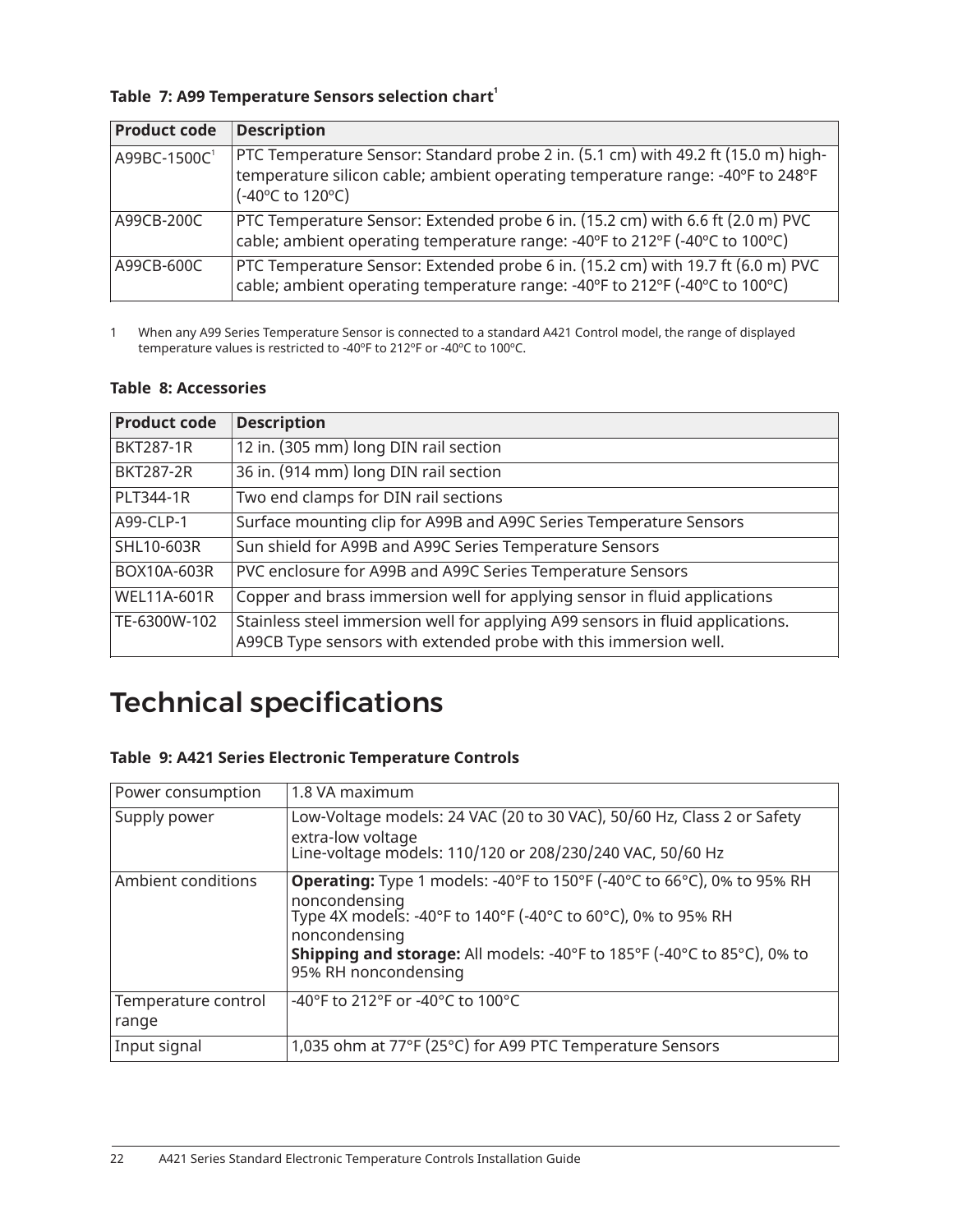**Table 7: A99 Temperature Sensors selection chart[1]**

| Product code | Description |
| --- | --- |
| A99BC-1500C[1] | PTC Temperature Sensor: Standard probe 2 in. (5.1 cm) with 49.2 ft (15.0 m) high-temperature silicon cable; ambient operating temperature range: -40ºF to 248ºF (-40ºC to 120ºC) |
| A99CB-200C | PTC Temperature Sensor: Extended probe 6 in. (15.2 cm) with 6.6 ft (2.0 m) PVC cable; ambient operating temperature range: -40ºF to 212ºF (-40ºC to 100ºC) |
| A99CB-600C | PTC Temperature Sensor: Extended probe 6 in. (15.2 cm) with 19.7 ft (6.0 m) PVC cable; ambient operating temperature range: -40ºF to 212ºF (-40ºC to 100ºC) |

1 When any A99 Series Temperature Sensor is connected to a standard A421 Control model, the range of displayed temperature values is restricted to -40ºF to 212ºF or -40ºC to 100ºC.

**Table 8: Accessories**

| Product code | Description |
| --- | --- |
| BKT287-1R | 12 in. (305 mm) long DIN rail section |
| BKT287-2R | 36 in. (914 mm) long DIN rail section |
| PLT344-1R | Two end clamps for DIN rail sections |
| A99-CLP-1 | Surface mounting clip for A99B and A99C Series Temperature Sensors |
| SHL10-603R | Sun shield for A99B and A99C Series Temperature Sensors |
| BOX10A-603R | PVC enclosure for A99B and A99C Series Temperature Sensors |
| WEL11A-601R | Copper and brass immersion well for applying sensor in fluid applications |
| TE-6300W-102 | Stainless steel immersion well for applying A99 sensors in fluid applications. A99CB Type sensors with extended probe with this immersion well. |

# Technical specifications

**Table 9: A421 Series Electronic Temperature Controls**

| | |
| --- | --- |
| Power consumption | 1.8 VA maximum |
| Supply power | Low-Voltage models: 24 VAC (20 to 30 VAC), 50/60 Hz, Class 2 or Safety extra-low voltage<br>Line-voltage models: 110/120 or 208/230/240 VAC, 50/60 Hz |
| Ambient conditions | **Operating:** Type 1 models: -40°F to 150°F (-40°C to 66°C), 0% to 95% RH noncondensing<br>Type 4X models: -40°F to 140°F (-40°C to 60°C), 0% to 95% RH noncondensing<br>**Shipping and storage:** All models: -40°F to 185°F (-40°C to 85°C), 0% to 95% RH noncondensing |
| Temperature control range | -40°F to 212°F or -40°C to 100°C |
| Input signal | 1,035 ohm at 77°F (25°C) for A99 PTC Temperature Sensors |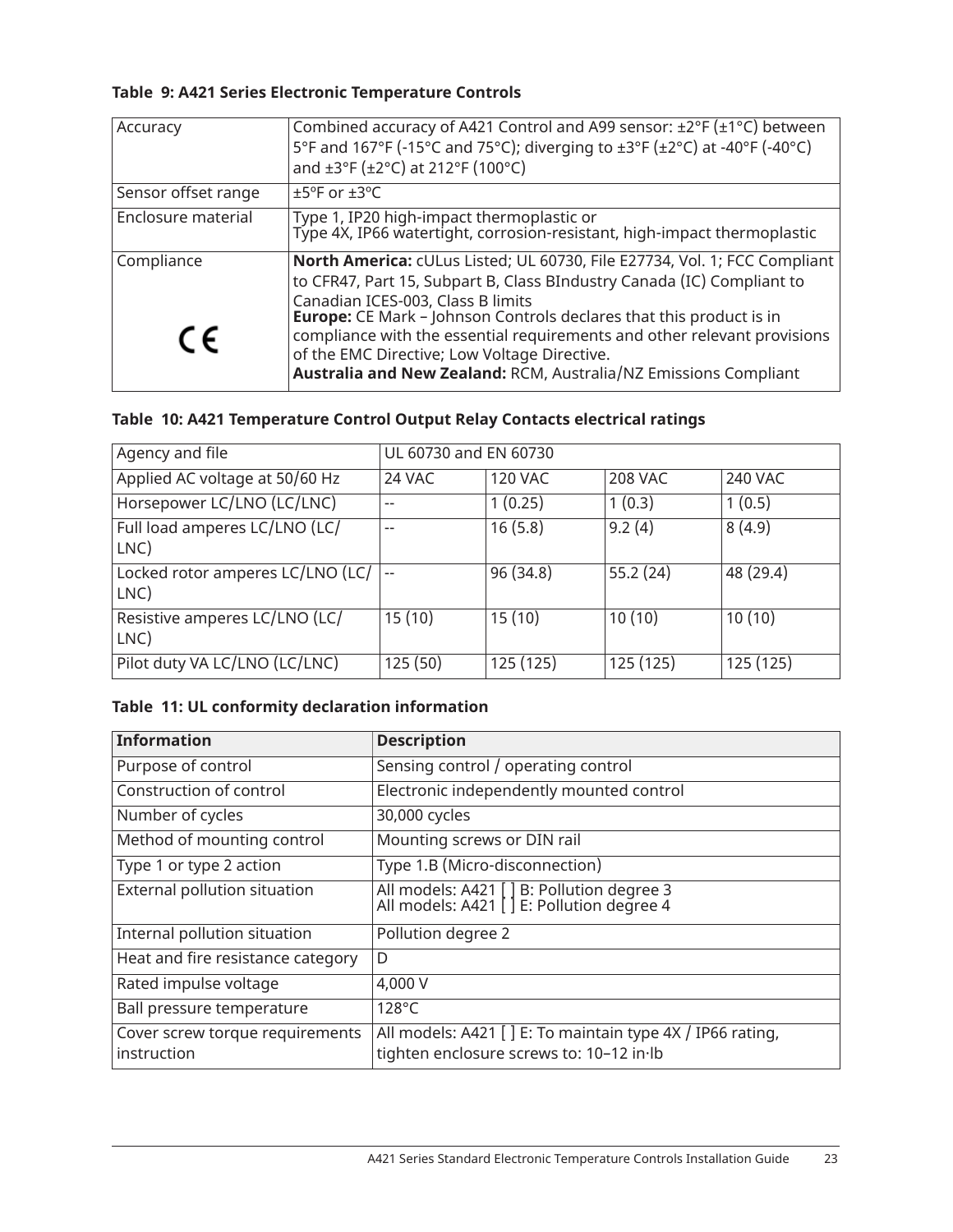**Table 9: A421 Series Electronic Temperature Controls**

| | |
|---|---|
| Accuracy | Combined accuracy of A421 Control and A99 sensor: ±2°F (±1°C) between 5°F and 167°F (-15°C and 75°C); diverging to ±3°F (±2°C) at -40°F (-40°C) and ±3°F (±2°C) at 212°F (100°C) |
| Sensor offset range | ±5ºF or ±3ºC |
| Enclosure material | Type 1, IP20 high-impact thermoplastic or<br>Type 4X, IP66 watertight, corrosion-resistant, high-impact thermoplastic |
| Compliance<br>CE | **North America:** cULus Listed; UL 60730, File E27734, Vol. 1; FCC Compliant to CFR47, Part 15, Subpart B, Class BIndustry Canada (IC) Compliant to Canadian ICES-003, Class B limits<br>**Europe:** CE Mark – Johnson Controls declares that this product is in compliance with the essential requirements and other relevant provisions of the EMC Directive; Low Voltage Directive.<br>**Australia and New Zealand:** RCM, Australia/NZ Emissions Compliant |

**Table 10: A421 Temperature Control Output Relay Contacts electrical ratings**

| Agency and file | UL 60730 and EN 60730 | | | |
|---|---|---|---|---|
| Applied AC voltage at 50/60 Hz | 24 VAC | 120 VAC | 208 VAC | 240 VAC |
| Horsepower LC/LNO (LC/LNC) | -- | 1 (0.25) | 1 (0.3) | 1 (0.5) |
| Full load amperes LC/LNO (LC/LNC) | -- | 16 (5.8) | 9.2 (4) | 8 (4.9) |
| Locked rotor amperes LC/LNO (LC/LNC) | -- | 96 (34.8) | 55.2 (24) | 48 (29.4) |
| Resistive amperes LC/LNO (LC/LNC) | 15 (10) | 15 (10) | 10 (10) | 10 (10) |
| Pilot duty VA LC/LNO (LC/LNC) | 125 (50) | 125 (125) | 125 (125) | 125 (125) |

**Table 11: UL conformity declaration information**

| Information | Description |
|---|---|
| Purpose of control | Sensing control / operating control |
| Construction of control | Electronic independently mounted control |
| Number of cycles | 30,000 cycles |
| Method of mounting control | Mounting screws or DIN rail |
| Type 1 or type 2 action | Type 1.B (Micro-disconnection) |
| External pollution situation | All models: A421 [ ] B: Pollution degree 3<br>All models: A421 [ ] E: Pollution degree 4 |
| Internal pollution situation | Pollution degree 2 |
| Heat and fire resistance category | D |
| Rated impulse voltage | 4,000 V |
| Ball pressure temperature | 128°C |
| Cover screw torque requirements instruction | All models: A421 [ ] E: To maintain type 4X / IP66 rating, tighten enclosure screws to: 10–12 in·lb |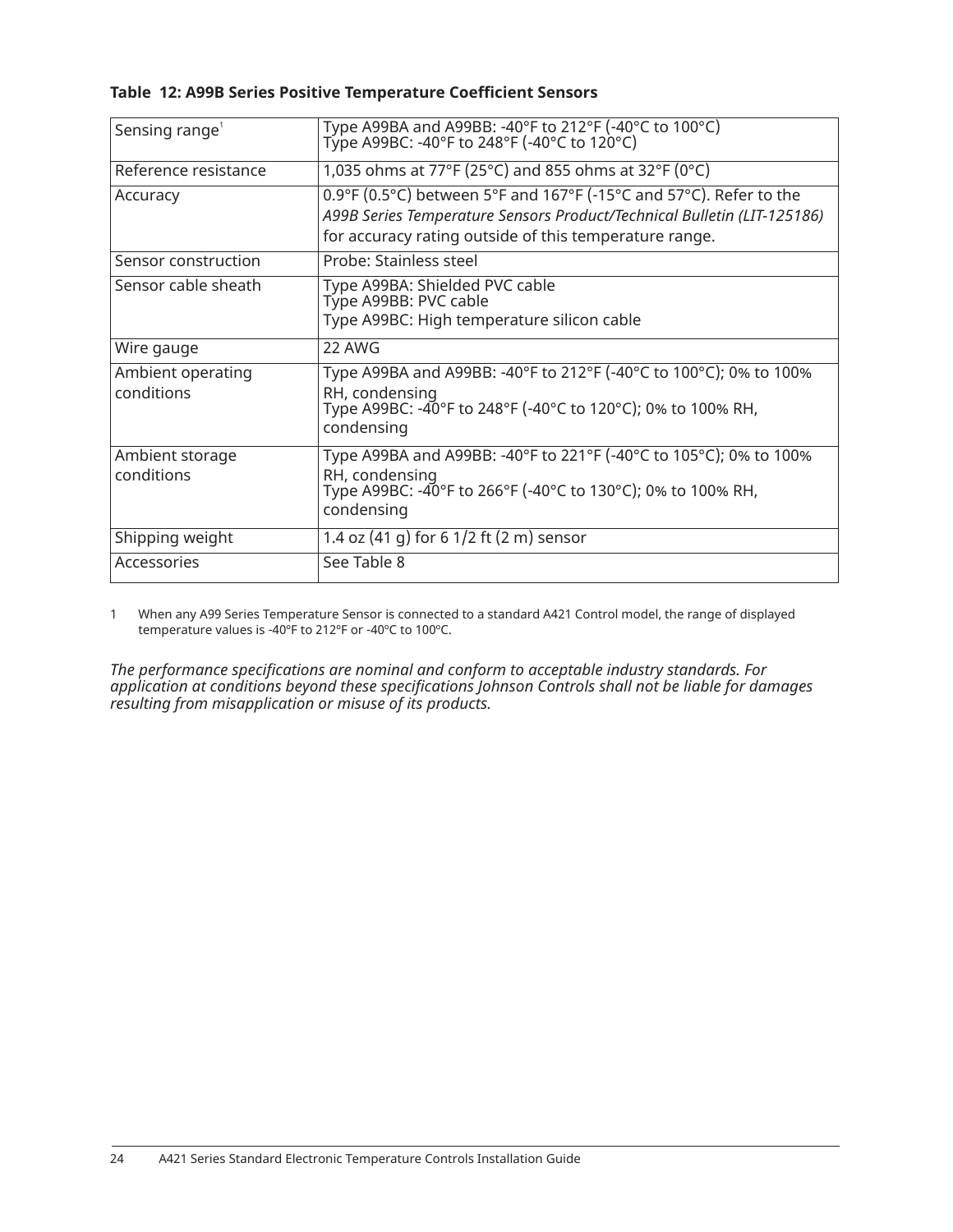**Table 12: A99B Series Positive Temperature Coefficient Sensors**

| | |
|---|---|
| Sensing range[1] | Type A99BA and A99BB: -40°F to 212°F (-40°C to 100°C)<br>Type A99BC: -40°F to 248°F (-40°C to 120°C) |
| Reference resistance | 1,035 ohms at 77°F (25°C) and 855 ohms at 32°F (0°C) |
| Accuracy | 0.9°F (0.5°C) between 5°F and 167°F (-15°C and 57°C). Refer to the *A99B Series Temperature Sensors Product/Technical Bulletin (LIT-125186)* for accuracy rating outside of this temperature range. |
| Sensor construction | Probe: Stainless steel |
| Sensor cable sheath | Type A99BA: Shielded PVC cable<br>Type A99BB: PVC cable<br>Type A99BC: High temperature silicon cable |
| Wire gauge | 22 AWG |
| Ambient operating conditions | Type A99BA and A99BB: -40°F to 212°F (-40°C to 100°C); 0% to 100% RH, condensing<br>Type A99BC: -40°F to 248°F (-40°C to 120°C); 0% to 100% RH, condensing |
| Ambient storage conditions | Type A99BA and A99BB: -40°F to 221°F (-40°C to 105°C); 0% to 100% RH, condensing<br>Type A99BC: -40°F to 266°F (-40°C to 130°C); 0% to 100% RH, condensing |
| Shipping weight | 1.4 oz (41 g) for 6 1/2 ft (2 m) sensor |
| Accessories | See Table 8 |

1 When any A99 Series Temperature Sensor is connected to a standard A421 Control model, the range of displayed temperature values is -40ºF to 212ºF or -40ºC to 100ºC.

*The performance specifications are nominal and conform to acceptable industry standards. For application at conditions beyond these specifications Johnson Controls shall not be liable for damages resulting from misapplication or misuse of its products.*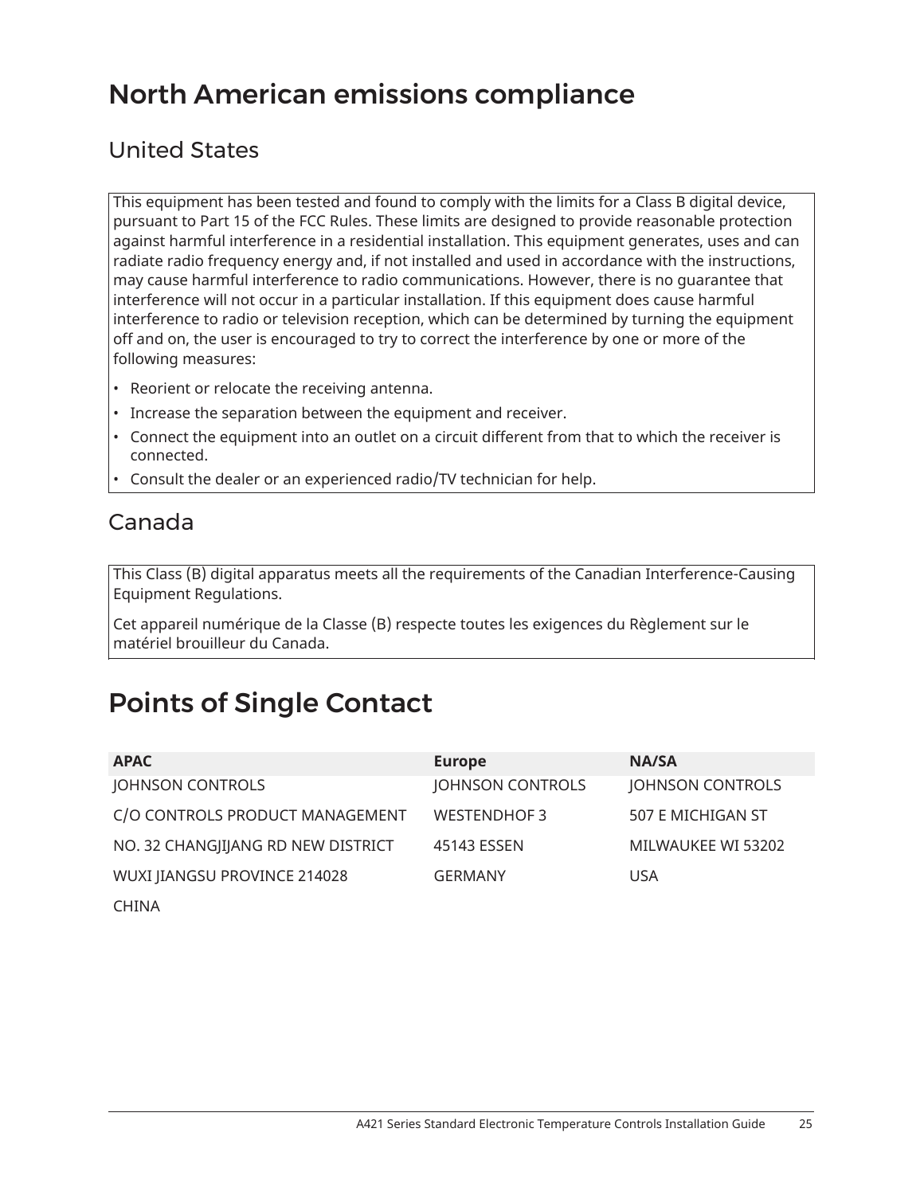# North American emissions compliance

## United States

This equipment has been tested and found to comply with the limits for a Class B digital device, pursuant to Part 15 of the FCC Rules. These limits are designed to provide reasonable protection against harmful interference in a residential installation. This equipment generates, uses and can radiate radio frequency energy and, if not installed and used in accordance with the instructions, may cause harmful interference to radio communications. However, there is no guarantee that interference will not occur in a particular installation. If this equipment does cause harmful interference to radio or television reception, which can be determined by turning the equipment off and on, the user is encouraged to try to correct the interference by one or more of the following measures:

- Reorient or relocate the receiving antenna.
- Increase the separation between the equipment and receiver.
- Connect the equipment into an outlet on a circuit different from that to which the receiver is connected.
- Consult the dealer or an experienced radio/TV technician for help.

## Canada

This Class (B) digital apparatus meets all the requirements of the Canadian Interference-Causing Equipment Regulations.

Cet appareil numérique de la Classe (B) respecte toutes les exigences du Règlement sur le matériel brouilleur du Canada.

# Points of Single Contact

| APAC | Europe | NA/SA |
|---|---|---|
| JOHNSON CONTROLS | JOHNSON CONTROLS | JOHNSON CONTROLS |
| C/O CONTROLS PRODUCT MANAGEMENT | WESTENDHOF 3 | 507 E MICHIGAN ST |
| NO. 32 CHANGJIJANG RD NEW DISTRICT | 45143 ESSEN | MILWAUKEE WI 53202 |
| WUXI JIANGSU PROVINCE 214028 | GERMANY | USA |
| CHINA | | |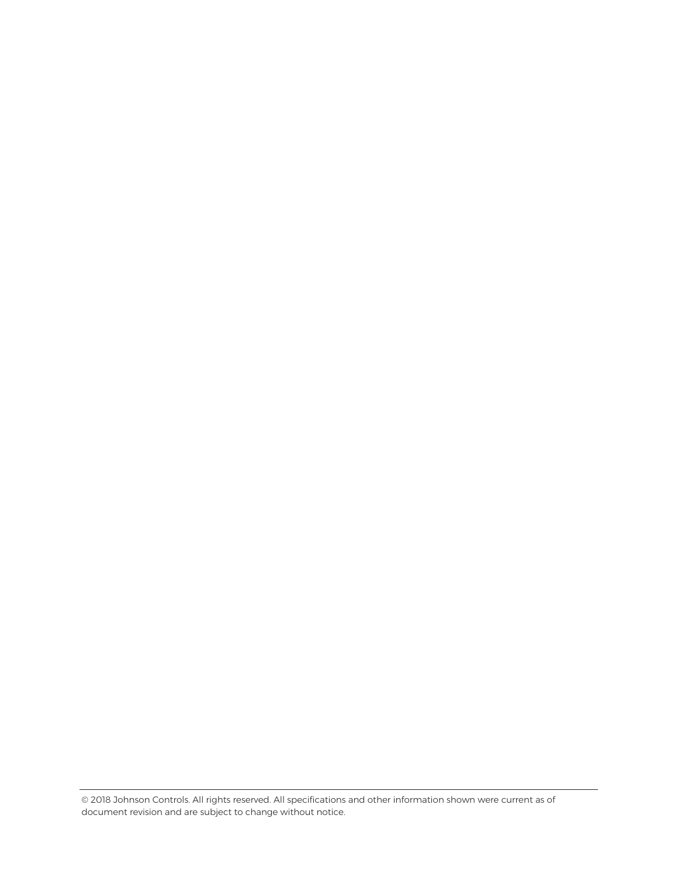© 2018 Johnson Controls. All rights reserved. All specifications and other information shown were current as of document revision and are subject to change without notice.